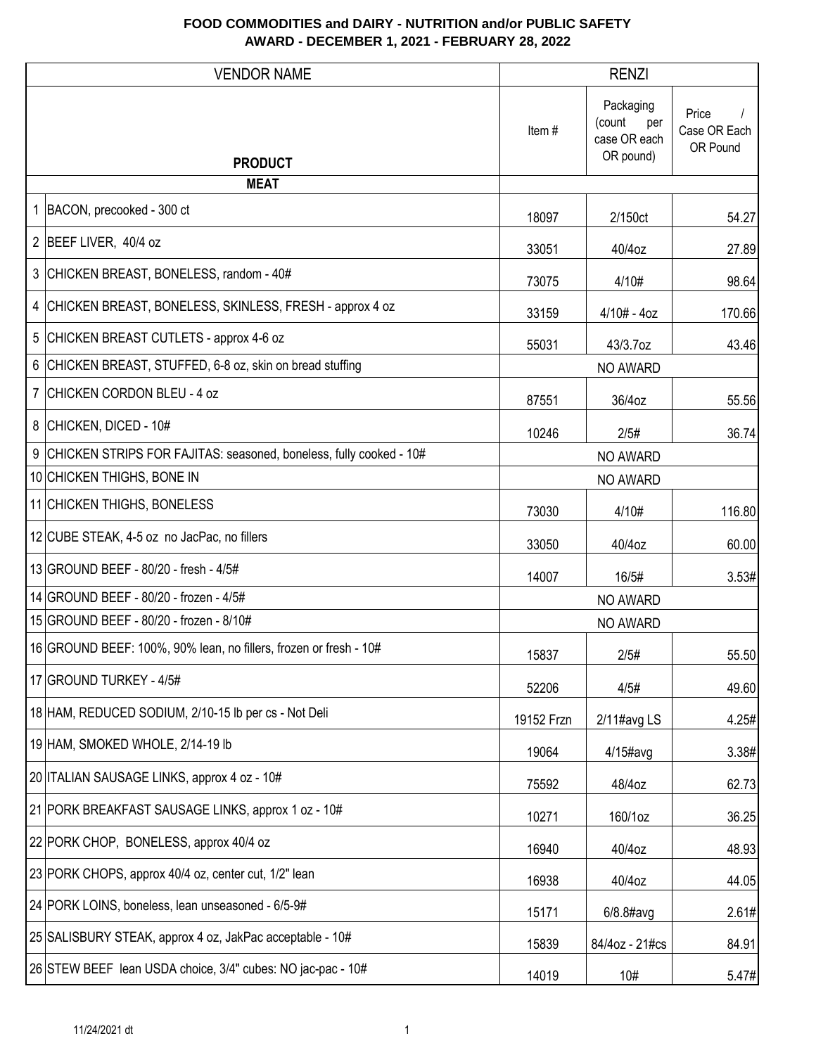# FOOD COMMODITIES and DAIRY - NUTRITION and/or PUBLIC SAFETY
## AWARD - DECEMBER 1, 2021 - FEBRUARY 28, 2022

| | VENDOR NAME | RENZI | | |
|---|---|---|---|---|
| | **PRODUCT** | Item # | Packaging (count per case OR each OR pound) | Price / Case OR Each OR Pound |
| | **MEAT** | | | |
| 1 | BACON, precooked - 300 ct | 18097 | 2/150ct | 54.27 |
| 2 | BEEF LIVER, 40/4 oz | 33051 | 40/4oz | 27.89 |
| 3 | CHICKEN BREAST, BONELESS, random - 40# | 73075 | 4/10# | 98.64 |
| 4 | CHICKEN BREAST, BONELESS, SKINLESS, FRESH - approx 4 oz | 33159 | 4/10# - 4oz | 170.66 |
| 5 | CHICKEN BREAST CUTLETS - approx 4-6 oz | 55031 | 43/3.7oz | 43.46 |
| 6 | CHICKEN BREAST, STUFFED, 6-8 oz, skin on bread stuffing | | NO AWARD | |
| 7 | CHICKEN CORDON BLEU - 4 oz | 87551 | 36/4oz | 55.56 |
| 8 | CHICKEN, DICED - 10# | 10246 | 2/5# | 36.74 |
| 9 | CHICKEN STRIPS FOR FAJITAS: seasoned, boneless, fully cooked - 10# | | NO AWARD | |
| 10 | CHICKEN THIGHS, BONE IN | | NO AWARD | |
| 11 | CHICKEN THIGHS, BONELESS | 73030 | 4/10# | 116.80 |
| 12 | CUBE STEAK, 4-5 oz no JacPac, no fillers | 33050 | 40/4oz | 60.00 |
| 13 | GROUND BEEF - 80/20 - fresh - 4/5# | 14007 | 16/5# | 3.53# |
| 14 | GROUND BEEF - 80/20 - frozen - 4/5# | | NO AWARD | |
| 15 | GROUND BEEF - 80/20 - frozen - 8/10# | | NO AWARD | |
| 16 | GROUND BEEF: 100%, 90% lean, no fillers, frozen or fresh - 10# | 15837 | 2/5# | 55.50 |
| 17 | GROUND TURKEY - 4/5# | 52206 | 4/5# | 49.60 |
| 18 | HAM, REDUCED SODIUM, 2/10-15 lb per cs - Not Deli | 19152 Frzn | 2/11#avg LS | 4.25# |
| 19 | HAM, SMOKED WHOLE, 2/14-19 lb | 19064 | 4/15#avg | 3.38# |
| 20 | ITALIAN SAUSAGE LINKS, approx 4 oz - 10# | 75592 | 48/4oz | 62.73 |
| 21 | PORK BREAKFAST SAUSAGE LINKS, approx 1 oz - 10# | 10271 | 160/1oz | 36.25 |
| 22 | PORK CHOP, BONELESS, approx 40/4 oz | 16940 | 40/4oz | 48.93 |
| 23 | PORK CHOPS, approx 40/4 oz, center cut, 1/2" lean | 16938 | 40/4oz | 44.05 |
| 24 | PORK LOINS, boneless, lean unseasoned - 6/5-9# | 15171 | 6/8.8#avg | 2.61# |
| 25 | SALISBURY STEAK, approx 4 oz, JakPac acceptable - 10# | 15839 | 84/4oz - 21#cs | 84.91 |
| 26 | STEW BEEF lean USDA choice, 3/4" cubes: NO jac-pac - 10# | 14019 | 10# | 5.47# |

11/24/2021 dt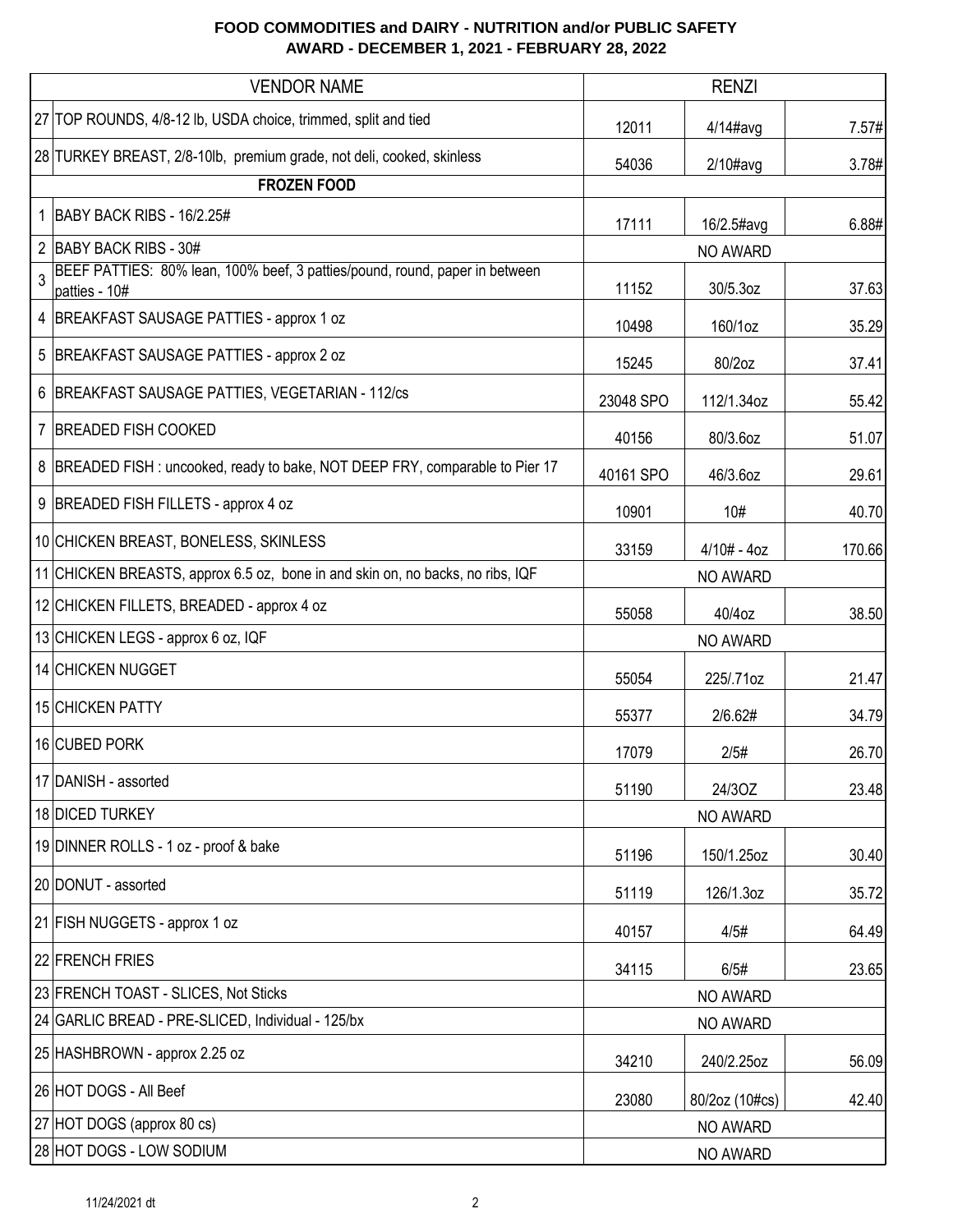## FOOD COMMODITIES and DAIRY - NUTRITION and/or PUBLIC SAFETY
## AWARD - DECEMBER 1, 2021 - FEBRUARY 28, 2022

| | VENDOR NAME | RENZI | | |
|---|---|---|---|---|
| 27 | TOP ROUNDS, 4/8-12 lb, USDA choice, trimmed, split and tied | 12011 | 4/14#avg | 7.57# |
| 28 | TURKEY BREAST, 2/8-10lb, premium grade, not deli, cooked, skinless | 54036 | 2/10#avg | 3.78# |
| | **FROZEN FOOD** | | | |
| 1 | BABY BACK RIBS - 16/2.25# | 17111 | 16/2.5#avg | 6.88# |
| 2 | BABY BACK RIBS - 30# | | NO AWARD | |
| 3 | BEEF PATTIES: 80% lean, 100% beef, 3 patties/pound, round, paper in between patties - 10# | 11152 | 30/5.3oz | 37.63 |
| 4 | BREAKFAST SAUSAGE PATTIES - approx 1 oz | 10498 | 160/1oz | 35.29 |
| 5 | BREAKFAST SAUSAGE PATTIES - approx 2 oz | 15245 | 80/2oz | 37.41 |
| 6 | BREAKFAST SAUSAGE PATTIES, VEGETARIAN - 112/cs | 23048 SPO | 112/1.34oz | 55.42 |
| 7 | BREADED FISH COOKED | 40156 | 80/3.6oz | 51.07 |
| 8 | BREADED FISH : uncooked, ready to bake, NOT DEEP FRY, comparable to Pier 17 | 40161 SPO | 46/3.6oz | 29.61 |
| 9 | BREADED FISH FILLETS - approx 4 oz | 10901 | 10# | 40.70 |
| 10 | CHICKEN BREAST, BONELESS, SKINLESS | 33159 | 4/10# - 4oz | 170.66 |
| 11 | CHICKEN BREASTS, approx 6.5 oz, bone in and skin on, no backs, no ribs, IQF | | NO AWARD | |
| 12 | CHICKEN FILLETS, BREADED - approx 4 oz | 55058 | 40/4oz | 38.50 |
| 13 | CHICKEN LEGS - approx 6 oz, IQF | | NO AWARD | |
| 14 | CHICKEN NUGGET | 55054 | 225/.71oz | 21.47 |
| 15 | CHICKEN PATTY | 55377 | 2/6.62# | 34.79 |
| 16 | CUBED PORK | 17079 | 2/5# | 26.70 |
| 17 | DANISH - assorted | 51190 | 24/3OZ | 23.48 |
| 18 | DICED TURKEY | | NO AWARD | |
| 19 | DINNER ROLLS - 1 oz - proof & bake | 51196 | 150/1.25oz | 30.40 |
| 20 | DONUT - assorted | 51119 | 126/1.3oz | 35.72 |
| 21 | FISH NUGGETS - approx 1 oz | 40157 | 4/5# | 64.49 |
| 22 | FRENCH FRIES | 34115 | 6/5# | 23.65 |
| 23 | FRENCH TOAST - SLICES, Not Sticks | | NO AWARD | |
| 24 | GARLIC BREAD - PRE-SLICED, Individual - 125/bx | | NO AWARD | |
| 25 | HASHBROWN - approx 2.25 oz | 34210 | 240/2.25oz | 56.09 |
| 26 | HOT DOGS - All Beef | 23080 | 80/2oz (10#cs) | 42.40 |
| 27 | HOT DOGS (approx 80 cs) | | NO AWARD | |
| 28 | HOT DOGS - LOW SODIUM | | NO AWARD | |

11/24/2021 dt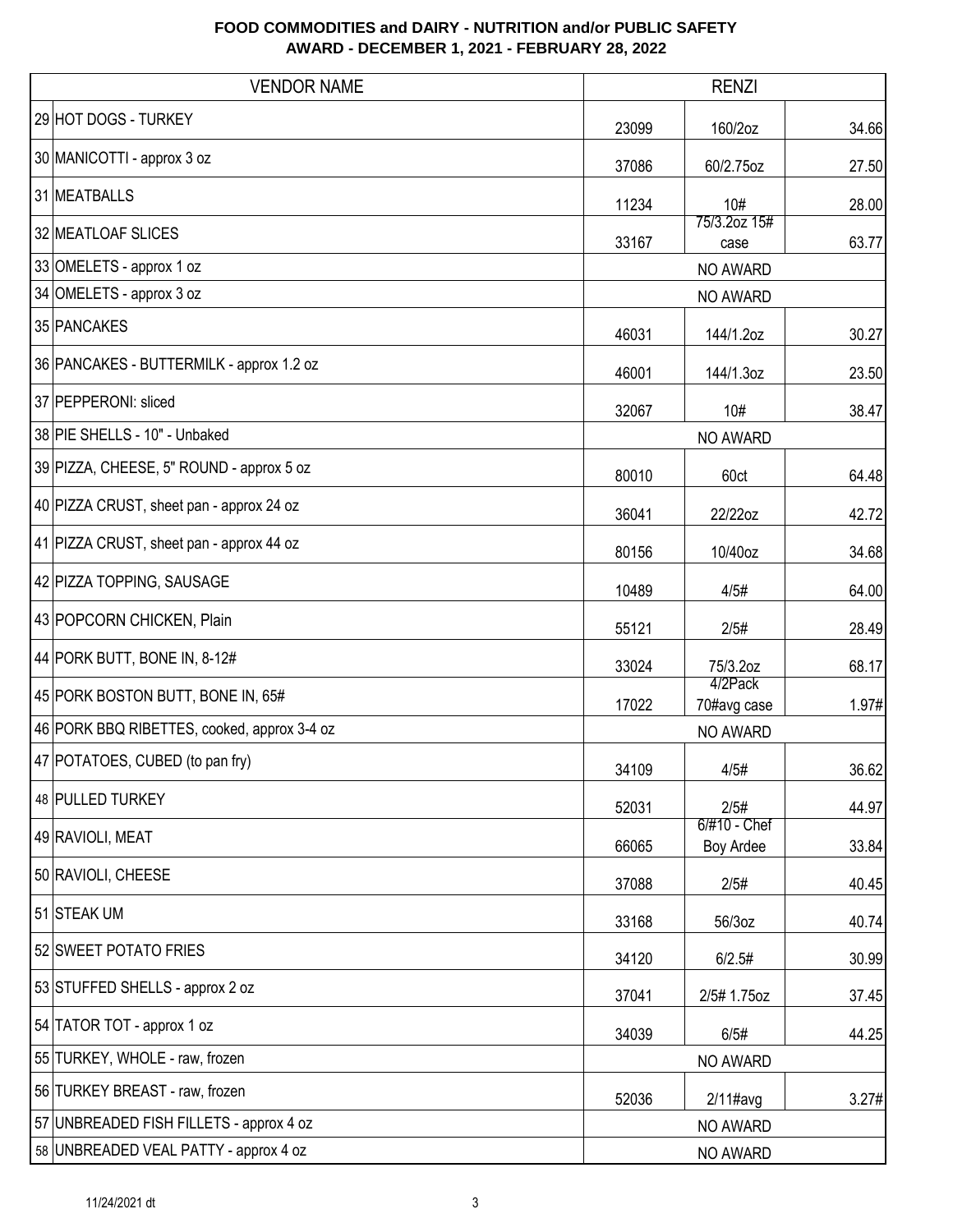**FOOD COMMODITIES and DAIRY - NUTRITION and/or PUBLIC SAFETY**
**AWARD - DECEMBER 1, 2021 - FEBRUARY 28, 2022**

| VENDOR NAME | RENZI | | |
|---|---|---|---|
| 29 HOT DOGS - TURKEY | 23099 | 160/2oz | 34.66 |
| 30 MANICOTTI - approx 3 oz | 37086 | 60/2.75oz | 27.50 |
| 31 MEATBALLS | 11234 | 10# | 28.00 |
| 32 MEATLOAF SLICES | 33167 | 75/3.2oz 15# case | 63.77 |
| 33 OMELETS - approx 1 oz | | NO AWARD | |
| 34 OMELETS - approx 3 oz | | NO AWARD | |
| 35 PANCAKES | 46031 | 144/1.2oz | 30.27 |
| 36 PANCAKES - BUTTERMILK - approx 1.2 oz | 46001 | 144/1.3oz | 23.50 |
| 37 PEPPERONI: sliced | 32067 | 10# | 38.47 |
| 38 PIE SHELLS - 10" - Unbaked | | NO AWARD | |
| 39 PIZZA, CHEESE, 5" ROUND - approx 5 oz | 80010 | 60ct | 64.48 |
| 40 PIZZA CRUST, sheet pan - approx 24 oz | 36041 | 22/22oz | 42.72 |
| 41 PIZZA CRUST, sheet pan - approx 44 oz | 80156 | 10/40oz | 34.68 |
| 42 PIZZA TOPPING, SAUSAGE | 10489 | 4/5# | 64.00 |
| 43 POPCORN CHICKEN, Plain | 55121 | 2/5# | 28.49 |
| 44 PORK BUTT, BONE IN, 8-12# | 33024 | 75/3.2oz | 68.17 |
| 45 PORK BOSTON BUTT, BONE IN, 65# | 17022 | 4/2Pack 70#avg case | 1.97# |
| 46 PORK BBQ RIBETTES, cooked, approx 3-4 oz | | NO AWARD | |
| 47 POTATOES, CUBED (to pan fry) | 34109 | 4/5# | 36.62 |
| 48 PULLED TURKEY | 52031 | 2/5# | 44.97 |
| 49 RAVIOLI, MEAT | 66065 | 6/#10 - Chef Boy Ardee | 33.84 |
| 50 RAVIOLI, CHEESE | 37088 | 2/5# | 40.45 |
| 51 STEAK UM | 33168 | 56/3oz | 40.74 |
| 52 SWEET POTATO FRIES | 34120 | 6/2.5# | 30.99 |
| 53 STUFFED SHELLS - approx 2 oz | 37041 | 2/5# 1.75oz | 37.45 |
| 54 TATOR TOT - approx 1 oz | 34039 | 6/5# | 44.25 |
| 55 TURKEY, WHOLE - raw, frozen | | NO AWARD | |
| 56 TURKEY BREAST - raw, frozen | 52036 | 2/11#avg | 3.27# |
| 57 UNBREADED FISH FILLETS - approx 4 oz | | NO AWARD | |
| 58 UNBREADED VEAL PATTY - approx 4 oz | | NO AWARD | |

11/24/2021 dt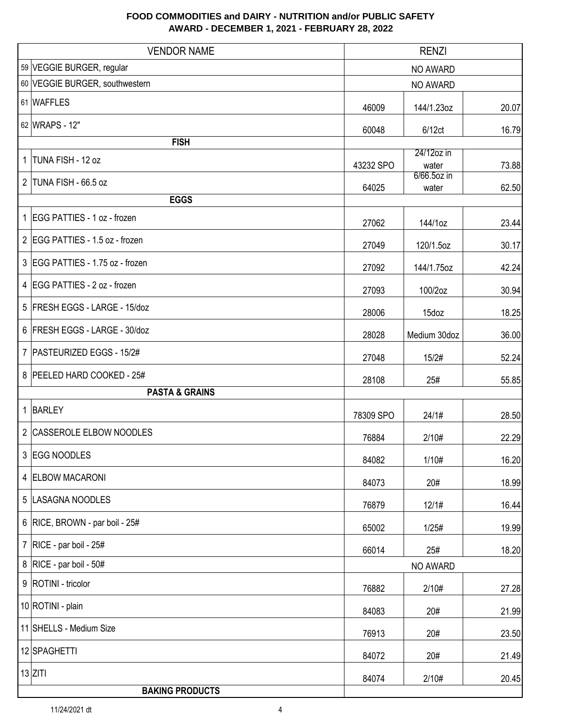**FOOD COMMODITIES and DAIRY - NUTRITION and/or PUBLIC SAFETY**
**AWARD - DECEMBER 1, 2021 - FEBRUARY 28, 2022**

| | VENDOR NAME | RENZI | | |
|---|---|---|---|---|
| 59 | VEGGIE BURGER, regular | NO AWARD | | |
| 60 | VEGGIE BURGER, southwestern | NO AWARD | | |
| 61 | WAFFLES | 46009 | 144/1.23oz | 20.07 |
| 62 | WRAPS - 12" | 60048 | 6/12ct | 16.79 |
| | **FISH** | | | |
| 1 | TUNA FISH - 12 oz | 43232 SPO | 24/12oz in water | 73.88 |
| 2 | TUNA FISH - 66.5 oz | 64025 | 6/66.5oz in water | 62.50 |
| | **EGGS** | | | |
| 1 | EGG PATTIES - 1 oz - frozen | 27062 | 144/1oz | 23.44 |
| 2 | EGG PATTIES - 1.5 oz - frozen | 27049 | 120/1.5oz | 30.17 |
| 3 | EGG PATTIES - 1.75 oz - frozen | 27092 | 144/1.75oz | 42.24 |
| 4 | EGG PATTIES - 2 oz - frozen | 27093 | 100/2oz | 30.94 |
| 5 | FRESH EGGS - LARGE - 15/doz | 28006 | 15doz | 18.25 |
| 6 | FRESH EGGS - LARGE - 30/doz | 28028 | Medium 30doz | 36.00 |
| 7 | PASTEURIZED EGGS - 15/2# | 27048 | 15/2# | 52.24 |
| 8 | PEELED HARD COOKED - 25# | 28108 | 25# | 55.85 |
| | **PASTA & GRAINS** | | | |
| 1 | BARLEY | 78309 SPO | 24/1# | 28.50 |
| 2 | CASSEROLE ELBOW NOODLES | 76884 | 2/10# | 22.29 |
| 3 | EGG NOODLES | 84082 | 1/10# | 16.20 |
| 4 | ELBOW MACARONI | 84073 | 20# | 18.99 |
| 5 | LASAGNA NOODLES | 76879 | 12/1# | 16.44 |
| 6 | RICE, BROWN - par boil - 25# | 65002 | 1/25# | 19.99 |
| 7 | RICE - par boil - 25# | 66014 | 25# | 18.20 |
| 8 | RICE - par boil - 50# | NO AWARD | | |
| 9 | ROTINI - tricolor | 76882 | 2/10# | 27.28 |
| 10 | ROTINI - plain | 84083 | 20# | 21.99 |
| 11 | SHELLS - Medium Size | 76913 | 20# | 23.50 |
| 12 | SPAGHETTI | 84072 | 20# | 21.49 |
| 13 | ZITI | 84074 | 2/10# | 20.45 |
| | **BAKING PRODUCTS** | | | |

11/24/2021 dt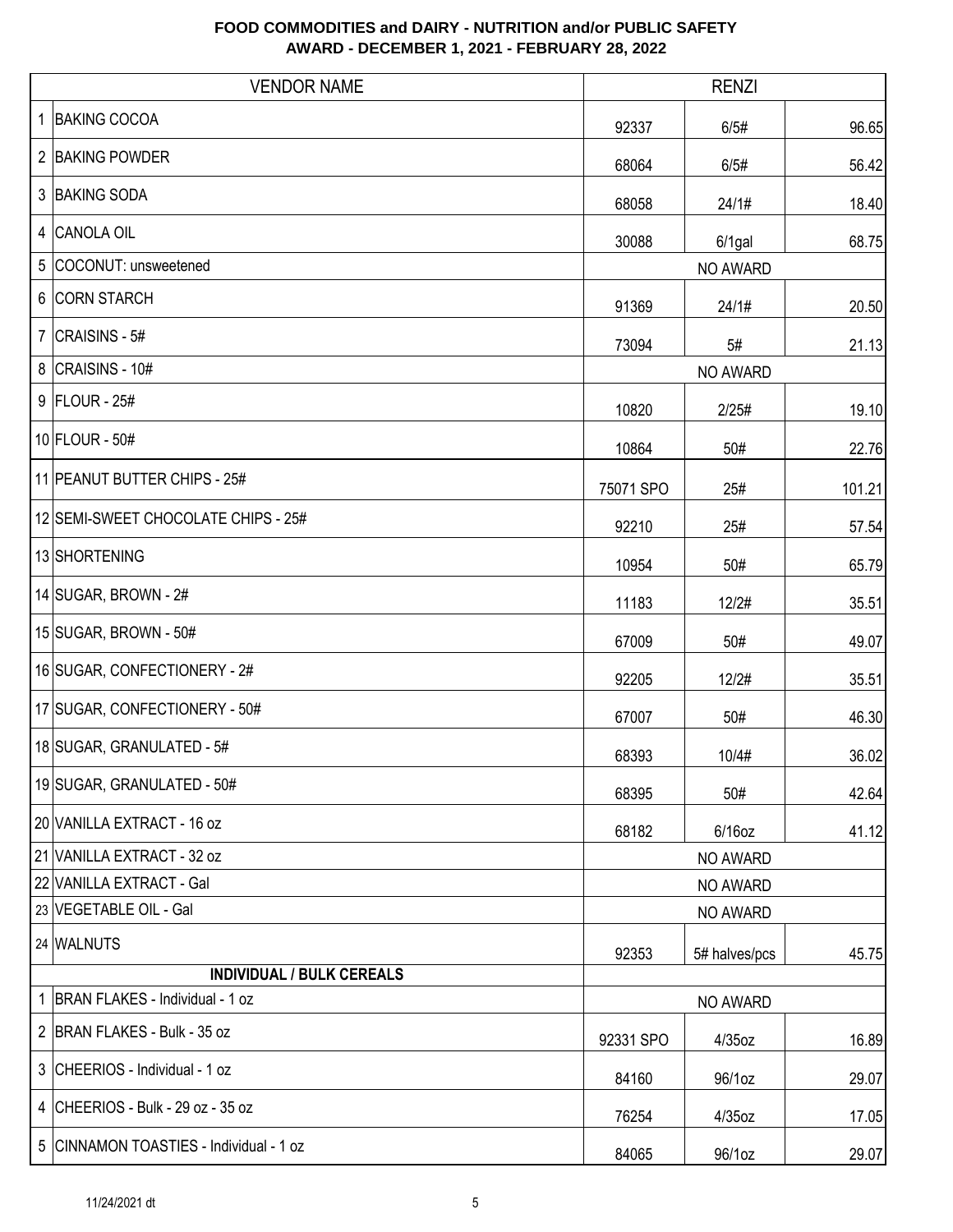**FOOD COMMODITIES and DAIRY - NUTRITION and/or PUBLIC SAFETY**
**AWARD - DECEMBER 1, 2021 - FEBRUARY 28, 2022**

| | VENDOR NAME | RENZI | | |
|---|---|---|---|---|
| 1 | BAKING COCOA | 92337 | 6/5# | 96.65 |
| 2 | BAKING POWDER | 68064 | 6/5# | 56.42 |
| 3 | BAKING SODA | 68058 | 24/1# | 18.40 |
| 4 | CANOLA OIL | 30088 | 6/1gal | 68.75 |
| 5 | COCONUT: unsweetened | | NO AWARD | |
| 6 | CORN STARCH | 91369 | 24/1# | 20.50 |
| 7 | CRAISINS - 5# | 73094 | 5# | 21.13 |
| 8 | CRAISINS - 10# | | NO AWARD | |
| 9 | FLOUR - 25# | 10820 | 2/25# | 19.10 |
| 10 | FLOUR - 50# | 10864 | 50# | 22.76 |
| 11 | PEANUT BUTTER CHIPS - 25# | 75071 SPO | 25# | 101.21 |
| 12 | SEMI-SWEET CHOCOLATE CHIPS - 25# | 92210 | 25# | 57.54 |
| 13 | SHORTENING | 10954 | 50# | 65.79 |
| 14 | SUGAR, BROWN - 2# | 11183 | 12/2# | 35.51 |
| 15 | SUGAR, BROWN - 50# | 67009 | 50# | 49.07 |
| 16 | SUGAR, CONFECTIONERY - 2# | 92205 | 12/2# | 35.51 |
| 17 | SUGAR, CONFECTIONERY - 50# | 67007 | 50# | 46.30 |
| 18 | SUGAR, GRANULATED - 5# | 68393 | 10/4# | 36.02 |
| 19 | SUGAR, GRANULATED - 50# | 68395 | 50# | 42.64 |
| 20 | VANILLA EXTRACT - 16 oz | 68182 | 6/16oz | 41.12 |
| 21 | VANILLA EXTRACT - 32 oz | | NO AWARD | |
| 22 | VANILLA EXTRACT - Gal | | NO AWARD | |
| 23 | VEGETABLE OIL - Gal | | NO AWARD | |
| 24 | WALNUTS | 92353 | 5# halves/pcs | 45.75 |
| | **INDIVIDUAL / BULK CEREALS** | | | |
| 1 | BRAN FLAKES - Individual - 1 oz | | NO AWARD | |
| 2 | BRAN FLAKES - Bulk - 35 oz | 92331 SPO | 4/35oz | 16.89 |
| 3 | CHEERIOS - Individual - 1 oz | 84160 | 96/1oz | 29.07 |
| 4 | CHEERIOS - Bulk - 29 oz - 35 oz | 76254 | 4/35oz | 17.05 |
| 5 | CINNAMON TOASTIES - Individual - 1 oz | 84065 | 96/1oz | 29.07 |

11/24/2021 dt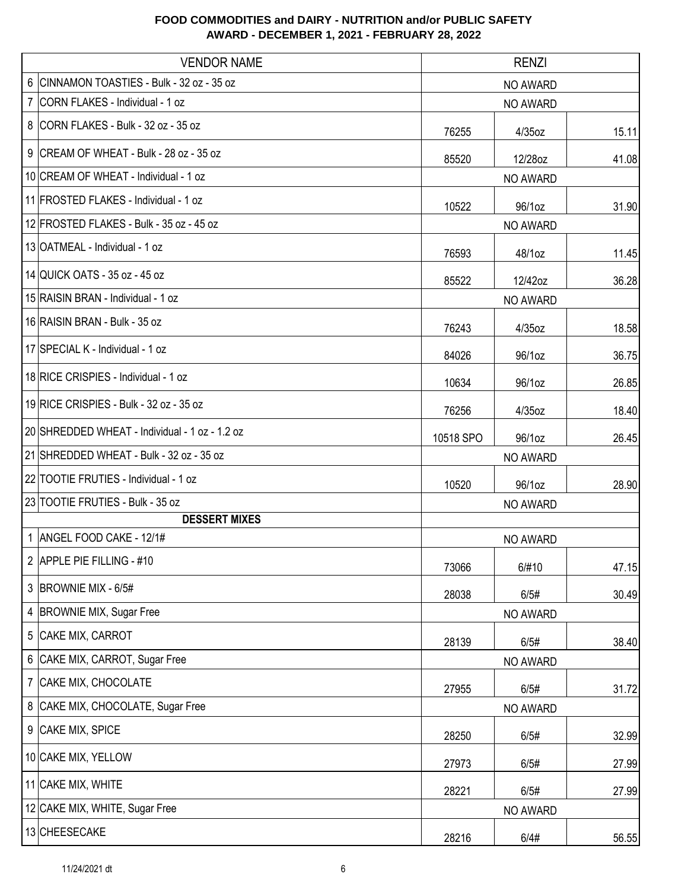## FOOD COMMODITIES and DAIRY - NUTRITION and/or PUBLIC SAFETY
## AWARD - DECEMBER 1, 2021 - FEBRUARY 28, 2022

| | VENDOR NAME | RENZI | | |
|---|---|---|---|---|
| 6 | CINNAMON TOASTIES - Bulk - 32 oz - 35 oz | NO AWARD | | |
| 7 | CORN FLAKES - Individual - 1 oz | NO AWARD | | |
| 8 | CORN FLAKES - Bulk - 32 oz - 35 oz | 76255 | 4/35oz | 15.11 |
| 9 | CREAM OF WHEAT - Bulk - 28 oz - 35 oz | 85520 | 12/28oz | 41.08 |
| 10 | CREAM OF WHEAT - Individual - 1 oz | NO AWARD | | |
| 11 | FROSTED FLAKES - Individual - 1 oz | 10522 | 96/1oz | 31.90 |
| 12 | FROSTED FLAKES - Bulk - 35 oz - 45 oz | NO AWARD | | |
| 13 | OATMEAL - Individual - 1 oz | 76593 | 48/1oz | 11.45 |
| 14 | QUICK OATS - 35 oz - 45 oz | 85522 | 12/42oz | 36.28 |
| 15 | RAISIN BRAN - Individual - 1 oz | NO AWARD | | |
| 16 | RAISIN BRAN - Bulk - 35 oz | 76243 | 4/35oz | 18.58 |
| 17 | SPECIAL K - Individual - 1 oz | 84026 | 96/1oz | 36.75 |
| 18 | RICE CRISPIES - Individual - 1 oz | 10634 | 96/1oz | 26.85 |
| 19 | RICE CRISPIES - Bulk - 32 oz - 35 oz | 76256 | 4/35oz | 18.40 |
| 20 | SHREDDED WHEAT - Individual - 1 oz - 1.2 oz | 10518 SPO | 96/1oz | 26.45 |
| 21 | SHREDDED WHEAT - Bulk - 32 oz - 35 oz | NO AWARD | | |
| 22 | TOOTIE FRUTIES - Individual - 1 oz | 10520 | 96/1oz | 28.90 |
| 23 | TOOTIE FRUTIES - Bulk - 35 oz | NO AWARD | | |
| | **DESSERT MIXES** | | | |
| 1 | ANGEL FOOD CAKE - 12/1# | NO AWARD | | |
| 2 | APPLE PIE FILLING - #10 | 73066 | 6/#10 | 47.15 |
| 3 | BROWNIE MIX - 6/5# | 28038 | 6/5# | 30.49 |
| 4 | BROWNIE MIX, Sugar Free | NO AWARD | | |
| 5 | CAKE MIX, CARROT | 28139 | 6/5# | 38.40 |
| 6 | CAKE MIX, CARROT, Sugar Free | NO AWARD | | |
| 7 | CAKE MIX, CHOCOLATE | 27955 | 6/5# | 31.72 |
| 8 | CAKE MIX, CHOCOLATE, Sugar Free | NO AWARD | | |
| 9 | CAKE MIX, SPICE | 28250 | 6/5# | 32.99 |
| 10 | CAKE MIX, YELLOW | 27973 | 6/5# | 27.99 |
| 11 | CAKE MIX, WHITE | 28221 | 6/5# | 27.99 |
| 12 | CAKE MIX, WHITE, Sugar Free | NO AWARD | | |
| 13 | CHEESECAKE | 28216 | 6/4# | 56.55 |

11/24/2021 dt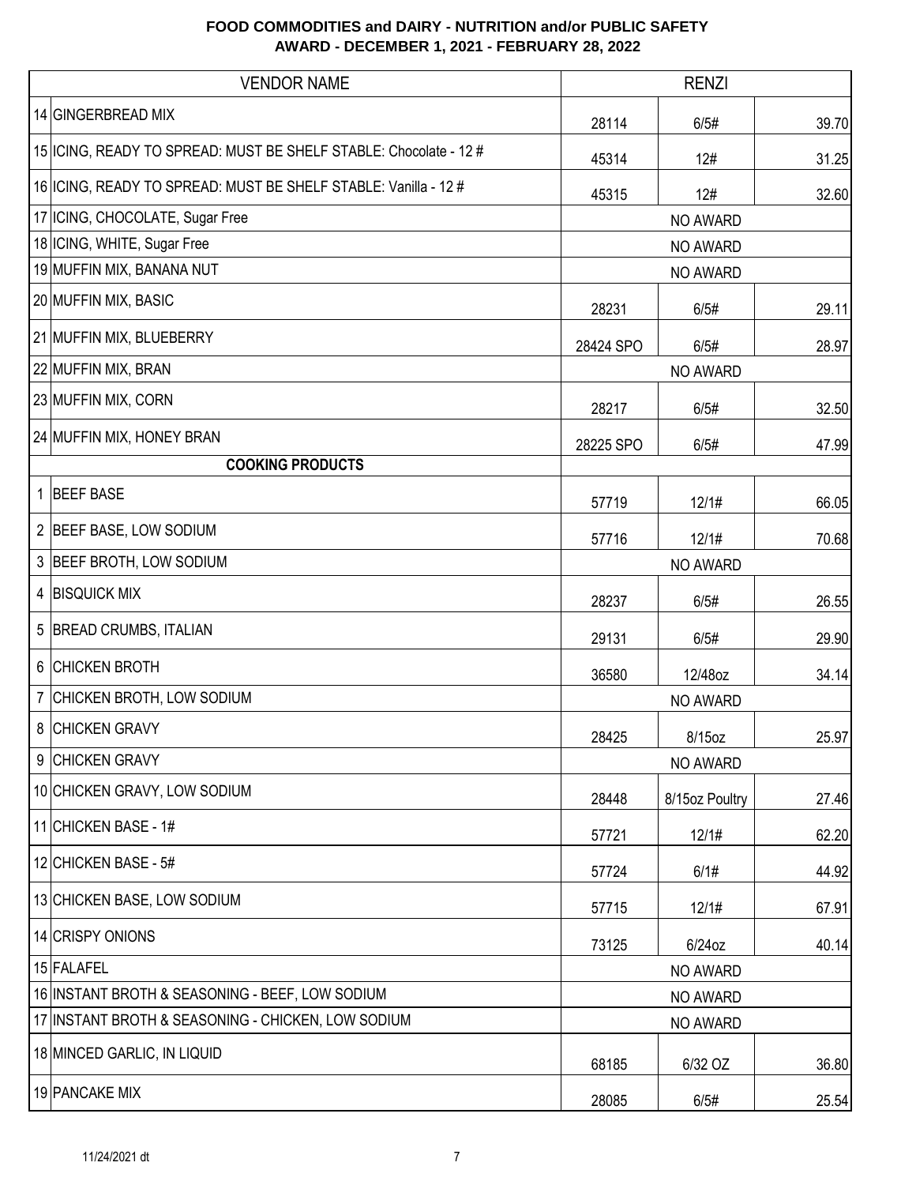**FOOD COMMODITIES and DAIRY - NUTRITION and/or PUBLIC SAFETY**
**AWARD - DECEMBER 1, 2021 - FEBRUARY 28, 2022**

| | VENDOR NAME | RENZI | | |
|---|---|---|---|---|
| 14 | GINGERBREAD MIX | 28114 | 6/5# | 39.70 |
| 15 | ICING, READY TO SPREAD: MUST BE SHELF STABLE: Chocolate - 12 # | 45314 | 12# | 31.25 |
| 16 | ICING, READY TO SPREAD: MUST BE SHELF STABLE: Vanilla - 12 # | 45315 | 12# | 32.60 |
| 17 | ICING, CHOCOLATE, Sugar Free | | NO AWARD | |
| 18 | ICING, WHITE, Sugar Free | | NO AWARD | |
| 19 | MUFFIN MIX, BANANA NUT | | NO AWARD | |
| 20 | MUFFIN MIX, BASIC | 28231 | 6/5# | 29.11 |
| 21 | MUFFIN MIX, BLUEBERRY | 28424 SPO | 6/5# | 28.97 |
| 22 | MUFFIN MIX, BRAN | | NO AWARD | |
| 23 | MUFFIN MIX, CORN | 28217 | 6/5# | 32.50 |
| 24 | MUFFIN MIX, HONEY BRAN | 28225 SPO | 6/5# | 47.99 |
| | **COOKING PRODUCTS** | | | |
| 1 | BEEF BASE | 57719 | 12/1# | 66.05 |
| 2 | BEEF BASE, LOW SODIUM | 57716 | 12/1# | 70.68 |
| 3 | BEEF BROTH, LOW SODIUM | | NO AWARD | |
| 4 | BISQUICK MIX | 28237 | 6/5# | 26.55 |
| 5 | BREAD CRUMBS, ITALIAN | 29131 | 6/5# | 29.90 |
| 6 | CHICKEN BROTH | 36580 | 12/48oz | 34.14 |
| 7 | CHICKEN BROTH, LOW SODIUM | | NO AWARD | |
| 8 | CHICKEN GRAVY | 28425 | 8/15oz | 25.97 |
| 9 | CHICKEN GRAVY | | NO AWARD | |
| 10 | CHICKEN GRAVY, LOW SODIUM | 28448 | 8/15oz Poultry | 27.46 |
| 11 | CHICKEN BASE - 1# | 57721 | 12/1# | 62.20 |
| 12 | CHICKEN BASE - 5# | 57724 | 6/1# | 44.92 |
| 13 | CHICKEN BASE, LOW SODIUM | 57715 | 12/1# | 67.91 |
| 14 | CRISPY ONIONS | 73125 | 6/24oz | 40.14 |
| 15 | FALAFEL | | NO AWARD | |
| 16 | INSTANT BROTH & SEASONING - BEEF, LOW SODIUM | | NO AWARD | |
| 17 | INSTANT BROTH & SEASONING - CHICKEN, LOW SODIUM | | NO AWARD | |
| 18 | MINCED GARLIC, IN LIQUID | 68185 | 6/32 OZ | 36.80 |
| 19 | PANCAKE MIX | 28085 | 6/5# | 25.54 |

11/24/2021 dt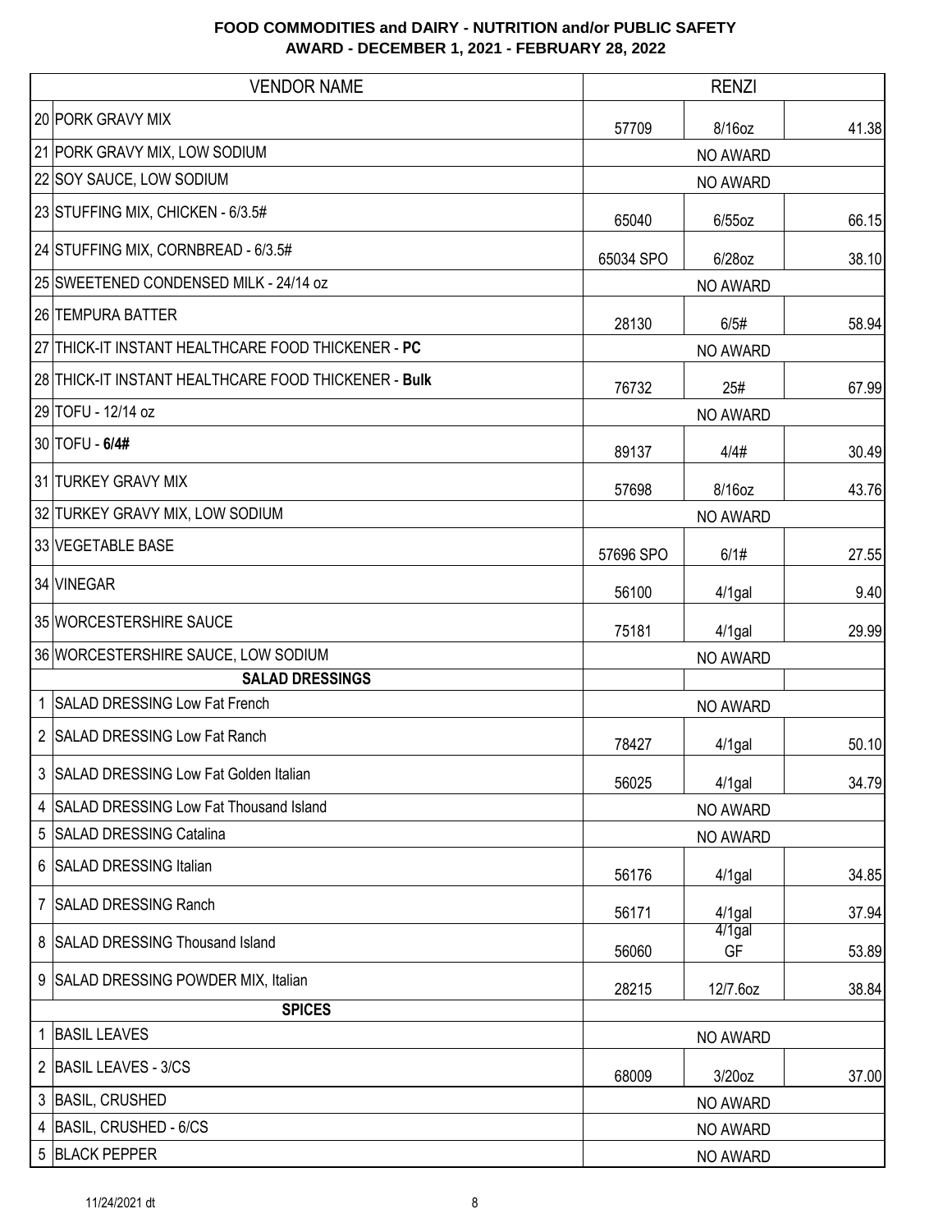**FOOD COMMODITIES and DAIRY - NUTRITION and/or PUBLIC SAFETY**
**AWARD - DECEMBER 1, 2021 - FEBRUARY 28, 2022**

| | VENDOR NAME | RENZI | | |
|---|---|---|---|---|
| 20 | PORK GRAVY MIX | 57709 | 8/16oz | 41.38 |
| 21 | PORK GRAVY MIX, LOW SODIUM | | NO AWARD | |
| 22 | SOY SAUCE, LOW SODIUM | | NO AWARD | |
| 23 | STUFFING MIX, CHICKEN - 6/3.5# | 65040 | 6/55oz | 66.15 |
| 24 | STUFFING MIX, CORNBREAD - 6/3.5# | 65034 SPO | 6/28oz | 38.10 |
| 25 | SWEETENED CONDENSED MILK - 24/14 oz | | NO AWARD | |
| 26 | TEMPURA BATTER | 28130 | 6/5# | 58.94 |
| 27 | THICK-IT INSTANT HEALTHCARE FOOD THICKENER - **PC** | | NO AWARD | |
| 28 | THICK-IT INSTANT HEALTHCARE FOOD THICKENER - **Bulk** | 76732 | 25# | 67.99 |
| 29 | TOFU - 12/14 oz | | NO AWARD | |
| 30 | TOFU - **6/4#** | 89137 | 4/4# | 30.49 |
| 31 | TURKEY GRAVY MIX | 57698 | 8/16oz | 43.76 |
| 32 | TURKEY GRAVY MIX, LOW SODIUM | | NO AWARD | |
| 33 | VEGETABLE BASE | 57696 SPO | 6/1# | 27.55 |
| 34 | VINEGAR | 56100 | 4/1gal | 9.40 |
| 35 | WORCESTERSHIRE SAUCE | 75181 | 4/1gal | 29.99 |
| 36 | WORCESTERSHIRE SAUCE, LOW SODIUM | | NO AWARD | |
| | **SALAD DRESSINGS** | | | |
| 1 | SALAD DRESSING Low Fat French | | NO AWARD | |
| 2 | SALAD DRESSING Low Fat Ranch | 78427 | 4/1gal | 50.10 |
| 3 | SALAD DRESSING Low Fat Golden Italian | 56025 | 4/1gal | 34.79 |
| 4 | SALAD DRESSING Low Fat Thousand Island | | NO AWARD | |
| 5 | SALAD DRESSING Catalina | | NO AWARD | |
| 6 | SALAD DRESSING Italian | 56176 | 4/1gal | 34.85 |
| 7 | SALAD DRESSING Ranch | 56171 | 4/1gal | 37.94 |
| 8 | SALAD DRESSING Thousand Island | 56060 | 4/1gal GF | 53.89 |
| 9 | SALAD DRESSING POWDER MIX, Italian | 28215 | 12/7.6oz | 38.84 |
| | **SPICES** | | | |
| 1 | BASIL LEAVES | | NO AWARD | |
| 2 | BASIL LEAVES - 3/CS | 68009 | 3/20oz | 37.00 |
| 3 | BASIL, CRUSHED | | NO AWARD | |
| 4 | BASIL, CRUSHED - 6/CS | | NO AWARD | |
| 5 | BLACK PEPPER | | NO AWARD | |

11/24/2021 dt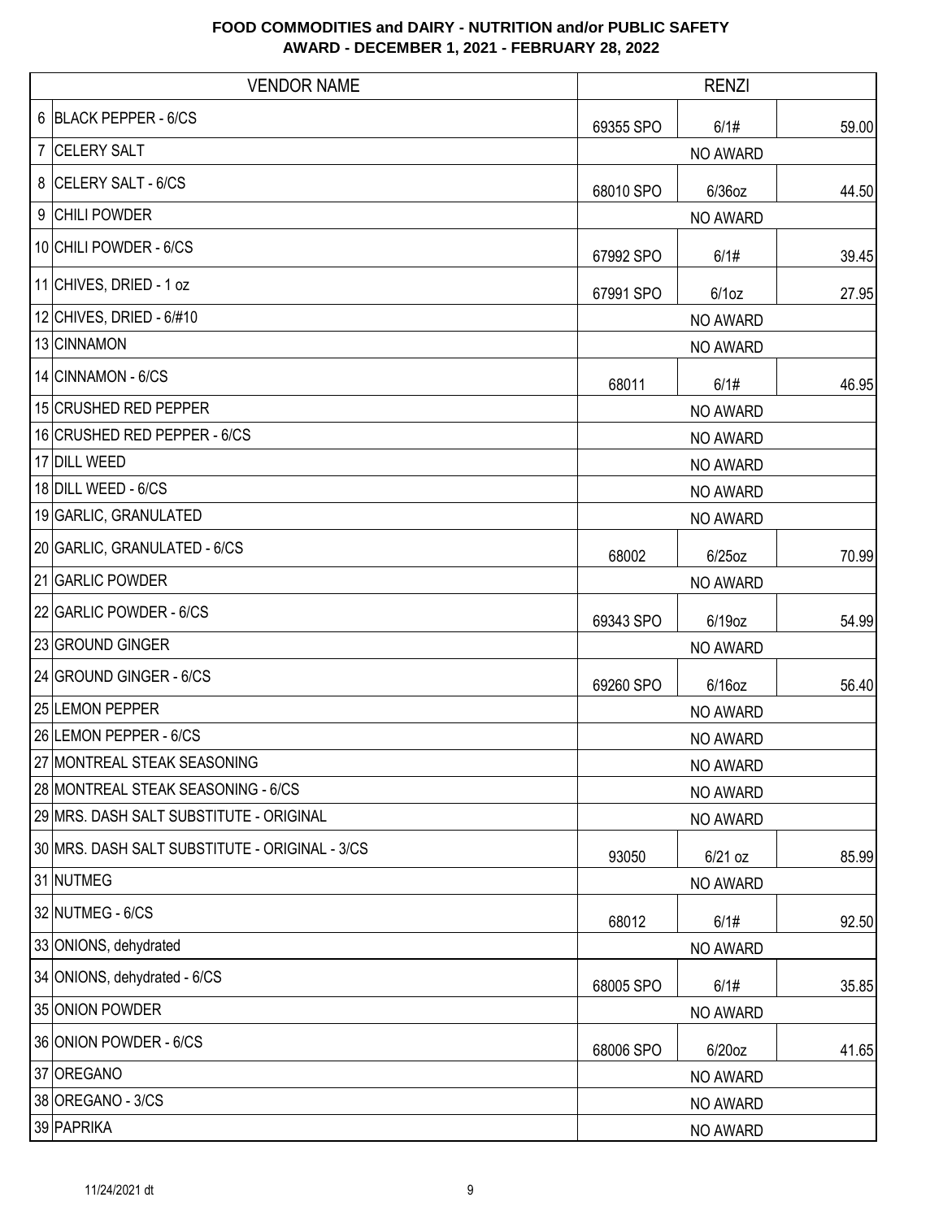**FOOD COMMODITIES and DAIRY - NUTRITION and/or PUBLIC SAFETY**
**AWARD - DECEMBER 1, 2021 - FEBRUARY 28, 2022**

| | VENDOR NAME | RENZI | | |
|---|---|---|---|---|
| 6 | BLACK PEPPER - 6/CS | 69355 SPO | 6/1# | 59.00 |
| 7 | CELERY SALT | | NO AWARD | |
| 8 | CELERY SALT - 6/CS | 68010 SPO | 6/36oz | 44.50 |
| 9 | CHILI POWDER | | NO AWARD | |
| 10 | CHILI POWDER - 6/CS | 67992 SPO | 6/1# | 39.45 |
| 11 | CHIVES, DRIED - 1 oz | 67991 SPO | 6/1oz | 27.95 |
| 12 | CHIVES, DRIED - 6/#10 | | NO AWARD | |
| 13 | CINNAMON | | NO AWARD | |
| 14 | CINNAMON - 6/CS | 68011 | 6/1# | 46.95 |
| 15 | CRUSHED RED PEPPER | | NO AWARD | |
| 16 | CRUSHED RED PEPPER - 6/CS | | NO AWARD | |
| 17 | DILL WEED | | NO AWARD | |
| 18 | DILL WEED - 6/CS | | NO AWARD | |
| 19 | GARLIC, GRANULATED | | NO AWARD | |
| 20 | GARLIC, GRANULATED - 6/CS | 68002 | 6/25oz | 70.99 |
| 21 | GARLIC POWDER | | NO AWARD | |
| 22 | GARLIC POWDER - 6/CS | 69343 SPO | 6/19oz | 54.99 |
| 23 | GROUND GINGER | | NO AWARD | |
| 24 | GROUND GINGER - 6/CS | 69260 SPO | 6/16oz | 56.40 |
| 25 | LEMON PEPPER | | NO AWARD | |
| 26 | LEMON PEPPER - 6/CS | | NO AWARD | |
| 27 | MONTREAL STEAK SEASONING | | NO AWARD | |
| 28 | MONTREAL STEAK SEASONING - 6/CS | | NO AWARD | |
| 29 | MRS. DASH SALT SUBSTITUTE - ORIGINAL | | NO AWARD | |
| 30 | MRS. DASH SALT SUBSTITUTE - ORIGINAL - 3/CS | 93050 | 6/21 oz | 85.99 |
| 31 | NUTMEG | | NO AWARD | |
| 32 | NUTMEG - 6/CS | 68012 | 6/1# | 92.50 |
| 33 | ONIONS, dehydrated | | NO AWARD | |
| 34 | ONIONS, dehydrated - 6/CS | 68005 SPO | 6/1# | 35.85 |
| 35 | ONION POWDER | | NO AWARD | |
| 36 | ONION POWDER - 6/CS | 68006 SPO | 6/20oz | 41.65 |
| 37 | OREGANO | | NO AWARD | |
| 38 | OREGANO - 3/CS | | NO AWARD | |
| 39 | PAPRIKA | | NO AWARD | |

11/24/2021 dt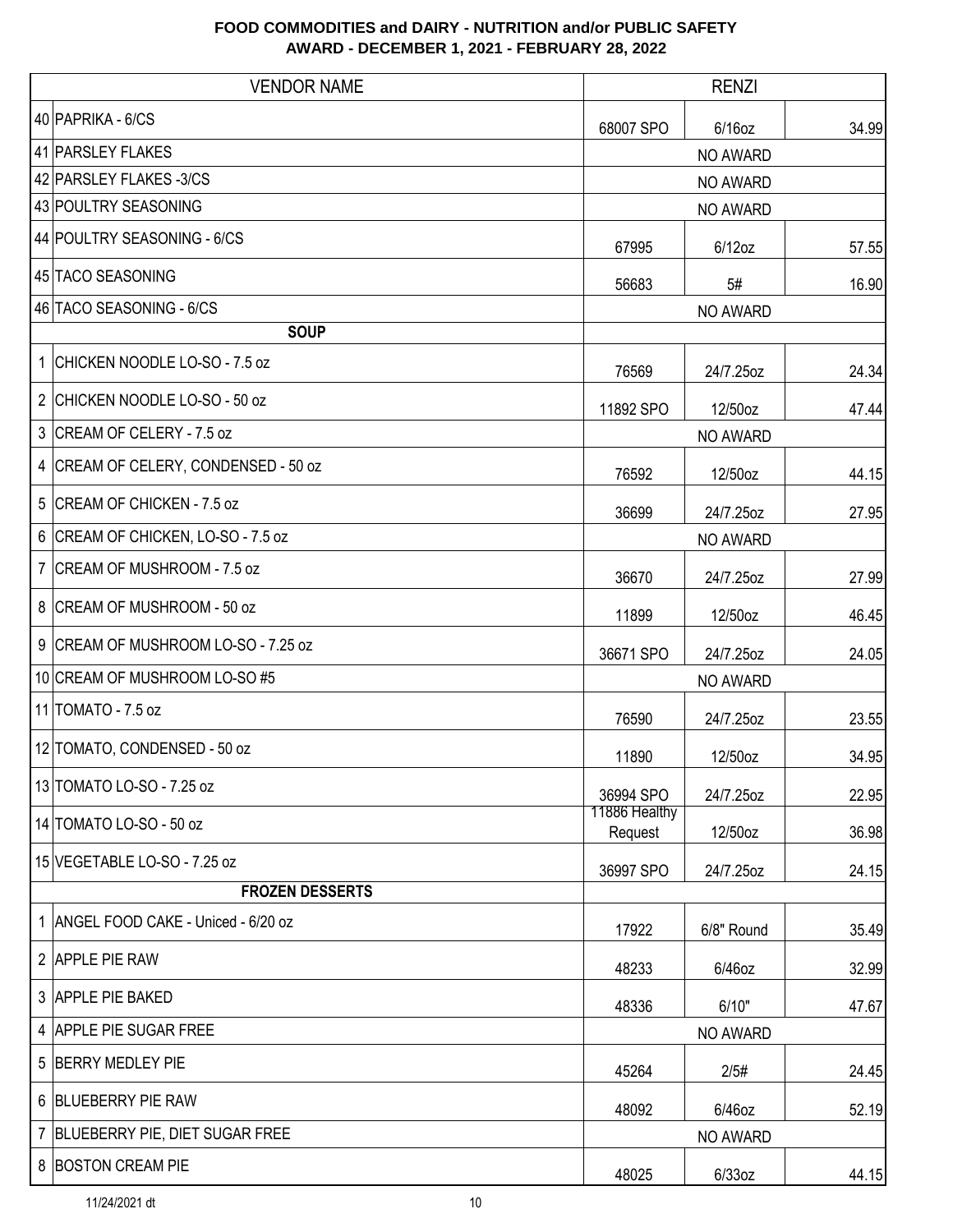# FOOD COMMODITIES and DAIRY - NUTRITION and/or PUBLIC SAFETY
## AWARD - DECEMBER 1, 2021 - FEBRUARY 28, 2022

| | VENDOR NAME | RENZI | | |
|---|---|---|---|---|
| 40 | PAPRIKA - 6/CS | 68007 SPO | 6/16oz | 34.99 |
| 41 | PARSLEY FLAKES | | NO AWARD | |
| 42 | PARSLEY FLAKES -3/CS | | NO AWARD | |
| 43 | POULTRY SEASONING | | NO AWARD | |
| 44 | POULTRY SEASONING - 6/CS | 67995 | 6/12oz | 57.55 |
| 45 | TACO SEASONING | 56683 | 5# | 16.90 |
| 46 | TACO SEASONING - 6/CS | | NO AWARD | |
| | **SOUP** | | | |
| 1 | CHICKEN NOODLE LO-SO - 7.5 oz | 76569 | 24/7.25oz | 24.34 |
| 2 | CHICKEN NOODLE LO-SO - 50 oz | 11892 SPO | 12/50oz | 47.44 |
| 3 | CREAM OF CELERY - 7.5 oz | | NO AWARD | |
| 4 | CREAM OF CELERY, CONDENSED - 50 oz | 76592 | 12/50oz | 44.15 |
| 5 | CREAM OF CHICKEN - 7.5 oz | 36699 | 24/7.25oz | 27.95 |
| 6 | CREAM OF CHICKEN, LO-SO - 7.5 oz | | NO AWARD | |
| 7 | CREAM OF MUSHROOM - 7.5 oz | 36670 | 24/7.25oz | 27.99 |
| 8 | CREAM OF MUSHROOM - 50 oz | 11899 | 12/50oz | 46.45 |
| 9 | CREAM OF MUSHROOM LO-SO - 7.25 oz | 36671 SPO | 24/7.25oz | 24.05 |
| 10 | CREAM OF MUSHROOM LO-SO #5 | | NO AWARD | |
| 11 | TOMATO - 7.5 oz | 76590 | 24/7.25oz | 23.55 |
| 12 | TOMATO, CONDENSED - 50 oz | 11890 | 12/50oz | 34.95 |
| 13 | TOMATO LO-SO - 7.25 oz | 36994 SPO | 24/7.25oz | 22.95 |
| 14 | TOMATO LO-SO - 50 oz | 11886 Healthy Request | 12/50oz | 36.98 |
| 15 | VEGETABLE LO-SO - 7.25 oz | 36997 SPO | 24/7.25oz | 24.15 |
| | **FROZEN DESSERTS** | | | |
| 1 | ANGEL FOOD CAKE - Uniced - 6/20 oz | 17922 | 6/8" Round | 35.49 |
| 2 | APPLE PIE RAW | 48233 | 6/46oz | 32.99 |
| 3 | APPLE PIE BAKED | 48336 | 6/10" | 47.67 |
| 4 | APPLE PIE SUGAR FREE | | NO AWARD | |
| 5 | BERRY MEDLEY PIE | 45264 | 2/5# | 24.45 |
| 6 | BLUEBERRY PIE RAW | 48092 | 6/46oz | 52.19 |
| 7 | BLUEBERRY PIE, DIET SUGAR FREE | | NO AWARD | |
| 8 | BOSTON CREAM PIE | 48025 | 6/33oz | 44.15 |

11/24/2021 dt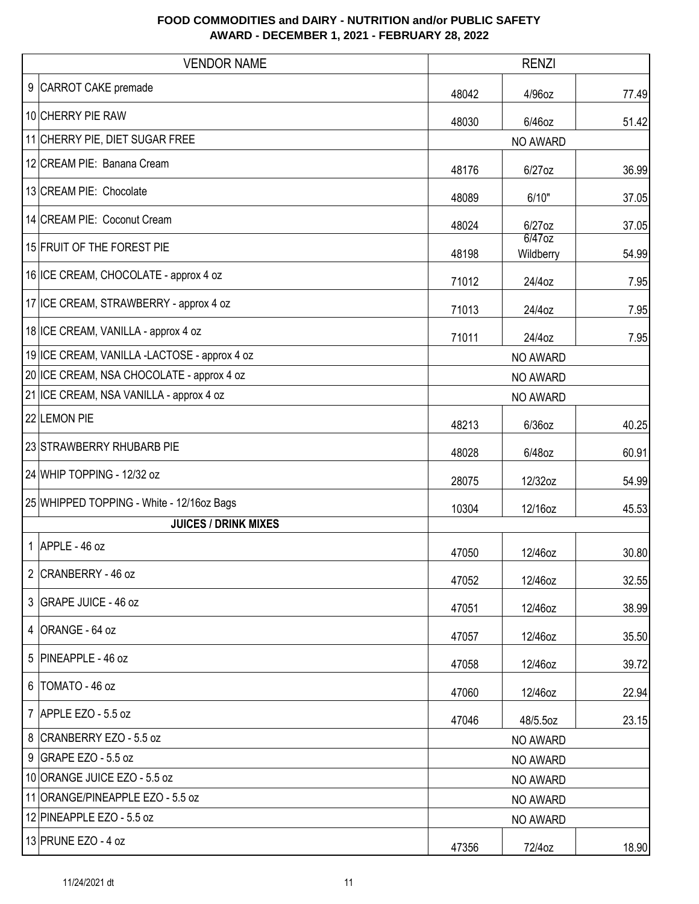**FOOD COMMODITIES and DAIRY - NUTRITION and/or PUBLIC SAFETY**
**AWARD - DECEMBER 1, 2021 - FEBRUARY 28, 2022**

| | VENDOR NAME | RENZI | | |
|---|---|---|---|---|
| 9 | CARROT CAKE premade | 48042 | 4/96oz | 77.49 |
| 10 | CHERRY PIE RAW | 48030 | 6/46oz | 51.42 |
| 11 | CHERRY PIE, DIET SUGAR FREE | | NO AWARD | |
| 12 | CREAM PIE: Banana Cream | 48176 | 6/27oz | 36.99 |
| 13 | CREAM PIE: Chocolate | 48089 | 6/10" | 37.05 |
| 14 | CREAM PIE: Coconut Cream | 48024 | 6/27oz | 37.05 |
| 15 | FRUIT OF THE FOREST PIE | 48198 | 6/47oz Wildberry | 54.99 |
| 16 | ICE CREAM, CHOCOLATE - approx 4 oz | 71012 | 24/4oz | 7.95 |
| 17 | ICE CREAM, STRAWBERRY - approx 4 oz | 71013 | 24/4oz | 7.95 |
| 18 | ICE CREAM, VANILLA - approx 4 oz | 71011 | 24/4oz | 7.95 |
| 19 | ICE CREAM, VANILLA -LACTOSE - approx 4 oz | | NO AWARD | |
| 20 | ICE CREAM, NSA CHOCOLATE - approx 4 oz | | NO AWARD | |
| 21 | ICE CREAM, NSA VANILLA - approx 4 oz | | NO AWARD | |
| 22 | LEMON PIE | 48213 | 6/36oz | 40.25 |
| 23 | STRAWBERRY RHUBARB PIE | 48028 | 6/48oz | 60.91 |
| 24 | WHIP TOPPING - 12/32 oz | 28075 | 12/32oz | 54.99 |
| 25 | WHIPPED TOPPING - White - 12/16oz Bags | 10304 | 12/16oz | 45.53 |
| | **JUICES / DRINK MIXES** | | | |
| 1 | APPLE - 46 oz | 47050 | 12/46oz | 30.80 |
| 2 | CRANBERRY - 46 oz | 47052 | 12/46oz | 32.55 |
| 3 | GRAPE JUICE - 46 oz | 47051 | 12/46oz | 38.99 |
| 4 | ORANGE - 64 oz | 47057 | 12/46oz | 35.50 |
| 5 | PINEAPPLE - 46 oz | 47058 | 12/46oz | 39.72 |
| 6 | TOMATO - 46 oz | 47060 | 12/46oz | 22.94 |
| 7 | APPLE EZO - 5.5 oz | 47046 | 48/5.5oz | 23.15 |
| 8 | CRANBERRY EZO - 5.5 oz | | NO AWARD | |
| 9 | GRAPE EZO - 5.5 oz | | NO AWARD | |
| 10 | ORANGE JUICE EZO - 5.5 oz | | NO AWARD | |
| 11 | ORANGE/PINEAPPLE EZO - 5.5 oz | | NO AWARD | |
| 12 | PINEAPPLE EZO - 5.5 oz | | NO AWARD | |
| 13 | PRUNE EZO - 4 oz | 47356 | 72/4oz | 18.90 |

11/24/2021 dt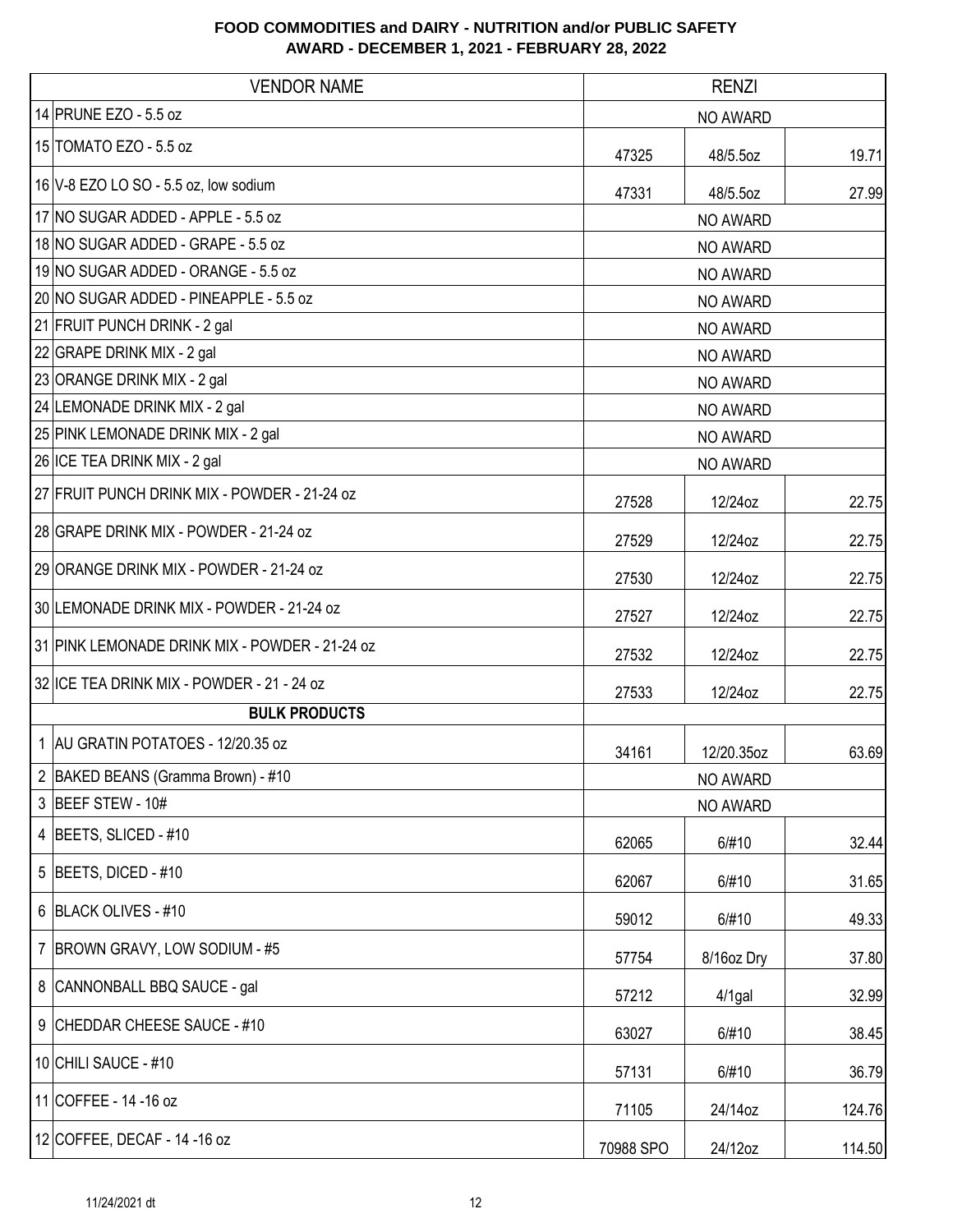**FOOD COMMODITIES and DAIRY - NUTRITION and/or PUBLIC SAFETY**
**AWARD - DECEMBER 1, 2021 - FEBRUARY 28, 2022**

| | VENDOR NAME | RENZI | | |
|---|---|---|---|---|
| 14 | PRUNE EZO - 5.5 oz | | NO AWARD | |
| 15 | TOMATO EZO - 5.5 oz | 47325 | 48/5.5oz | 19.71 |
| 16 | V-8 EZO LO SO - 5.5 oz, low sodium | 47331 | 48/5.5oz | 27.99 |
| 17 | NO SUGAR ADDED - APPLE - 5.5 oz | | NO AWARD | |
| 18 | NO SUGAR ADDED - GRAPE - 5.5 oz | | NO AWARD | |
| 19 | NO SUGAR ADDED - ORANGE - 5.5 oz | | NO AWARD | |
| 20 | NO SUGAR ADDED - PINEAPPLE - 5.5 oz | | NO AWARD | |
| 21 | FRUIT PUNCH DRINK - 2 gal | | NO AWARD | |
| 22 | GRAPE DRINK MIX - 2 gal | | NO AWARD | |
| 23 | ORANGE DRINK MIX - 2 gal | | NO AWARD | |
| 24 | LEMONADE DRINK MIX - 2 gal | | NO AWARD | |
| 25 | PINK LEMONADE DRINK MIX - 2 gal | | NO AWARD | |
| 26 | ICE TEA DRINK MIX - 2 gal | | NO AWARD | |
| 27 | FRUIT PUNCH DRINK MIX - POWDER - 21-24 oz | 27528 | 12/24oz | 22.75 |
| 28 | GRAPE DRINK MIX - POWDER - 21-24 oz | 27529 | 12/24oz | 22.75 |
| 29 | ORANGE DRINK MIX - POWDER - 21-24 oz | 27530 | 12/24oz | 22.75 |
| 30 | LEMONADE DRINK MIX - POWDER - 21-24 oz | 27527 | 12/24oz | 22.75 |
| 31 | PINK LEMONADE DRINK MIX - POWDER - 21-24 oz | 27532 | 12/24oz | 22.75 |
| 32 | ICE TEA DRINK MIX - POWDER - 21 - 24 oz | 27533 | 12/24oz | 22.75 |
| | **BULK PRODUCTS** | | | |
| 1 | AU GRATIN POTATOES - 12/20.35 oz | 34161 | 12/20.35oz | 63.69 |
| 2 | BAKED BEANS (Gramma Brown) - #10 | | NO AWARD | |
| 3 | BEEF STEW - 10# | | NO AWARD | |
| 4 | BEETS, SLICED - #10 | 62065 | 6/#10 | 32.44 |
| 5 | BEETS, DICED - #10 | 62067 | 6/#10 | 31.65 |
| 6 | BLACK OLIVES - #10 | 59012 | 6/#10 | 49.33 |
| 7 | BROWN GRAVY, LOW SODIUM - #5 | 57754 | 8/16oz Dry | 37.80 |
| 8 | CANNONBALL BBQ SAUCE - gal | 57212 | 4/1gal | 32.99 |
| 9 | CHEDDAR CHEESE SAUCE - #10 | 63027 | 6/#10 | 38.45 |
| 10 | CHILI SAUCE - #10 | 57131 | 6/#10 | 36.79 |
| 11 | COFFEE - 14 -16 oz | 71105 | 24/14oz | 124.76 |
| 12 | COFFEE, DECAF - 14 -16 oz | 70988 SPO | 24/12oz | 114.50 |

11/24/2021 dt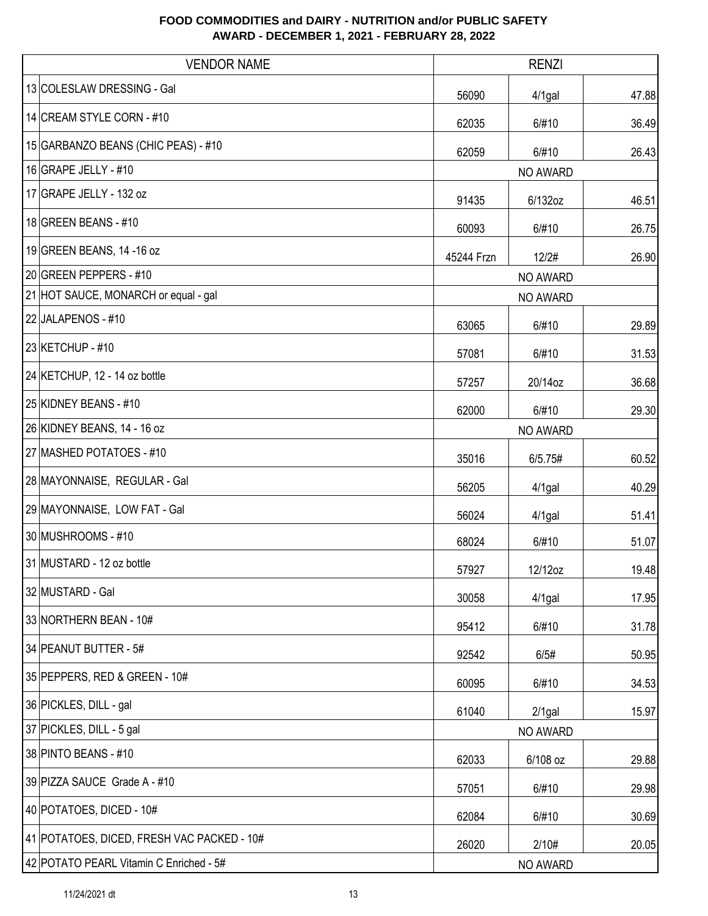# FOOD COMMODITIES and DAIRY - NUTRITION and/or PUBLIC SAFETY
## AWARD - DECEMBER 1, 2021 - FEBRUARY 28, 2022

| VENDOR NAME | RENZI | | |
|---|---|---|---|
| 13 COLESLAW DRESSING - Gal | 56090 | 4/1gal | 47.88 |
| 14 CREAM STYLE CORN - #10 | 62035 | 6/#10 | 36.49 |
| 15 GARBANZO BEANS (CHIC PEAS) - #10 | 62059 | 6/#10 | 26.43 |
| 16 GRAPE JELLY - #10 | | NO AWARD | |
| 17 GRAPE JELLY - 132 oz | 91435 | 6/132oz | 46.51 |
| 18 GREEN BEANS - #10 | 60093 | 6/#10 | 26.75 |
| 19 GREEN BEANS, 14 -16 oz | 45244 Frzn | 12/2# | 26.90 |
| 20 GREEN PEPPERS - #10 | | NO AWARD | |
| 21 HOT SAUCE, MONARCH or equal - gal | | NO AWARD | |
| 22 JALAPENOS - #10 | 63065 | 6/#10 | 29.89 |
| 23 KETCHUP - #10 | 57081 | 6/#10 | 31.53 |
| 24 KETCHUP, 12 - 14 oz bottle | 57257 | 20/14oz | 36.68 |
| 25 KIDNEY BEANS - #10 | 62000 | 6/#10 | 29.30 |
| 26 KIDNEY BEANS, 14 - 16 oz | | NO AWARD | |
| 27 MASHED POTATOES - #10 | 35016 | 6/5.75# | 60.52 |
| 28 MAYONNAISE, REGULAR - Gal | 56205 | 4/1gal | 40.29 |
| 29 MAYONNAISE, LOW FAT - Gal | 56024 | 4/1gal | 51.41 |
| 30 MUSHROOMS - #10 | 68024 | 6/#10 | 51.07 |
| 31 MUSTARD - 12 oz bottle | 57927 | 12/12oz | 19.48 |
| 32 MUSTARD - Gal | 30058 | 4/1gal | 17.95 |
| 33 NORTHERN BEAN - 10# | 95412 | 6/#10 | 31.78 |
| 34 PEANUT BUTTER - 5# | 92542 | 6/5# | 50.95 |
| 35 PEPPERS, RED & GREEN - 10# | 60095 | 6/#10 | 34.53 |
| 36 PICKLES, DILL - gal | 61040 | 2/1gal | 15.97 |
| 37 PICKLES, DILL - 5 gal | | NO AWARD | |
| 38 PINTO BEANS - #10 | 62033 | 6/108 oz | 29.88 |
| 39 PIZZA SAUCE Grade A - #10 | 57051 | 6/#10 | 29.98 |
| 40 POTATOES, DICED - 10# | 62084 | 6/#10 | 30.69 |
| 41 POTATOES, DICED, FRESH VAC PACKED - 10# | 26020 | 2/10# | 20.05 |
| 42 POTATO PEARL Vitamin C Enriched - 5# | | NO AWARD | |

11/24/2021 dt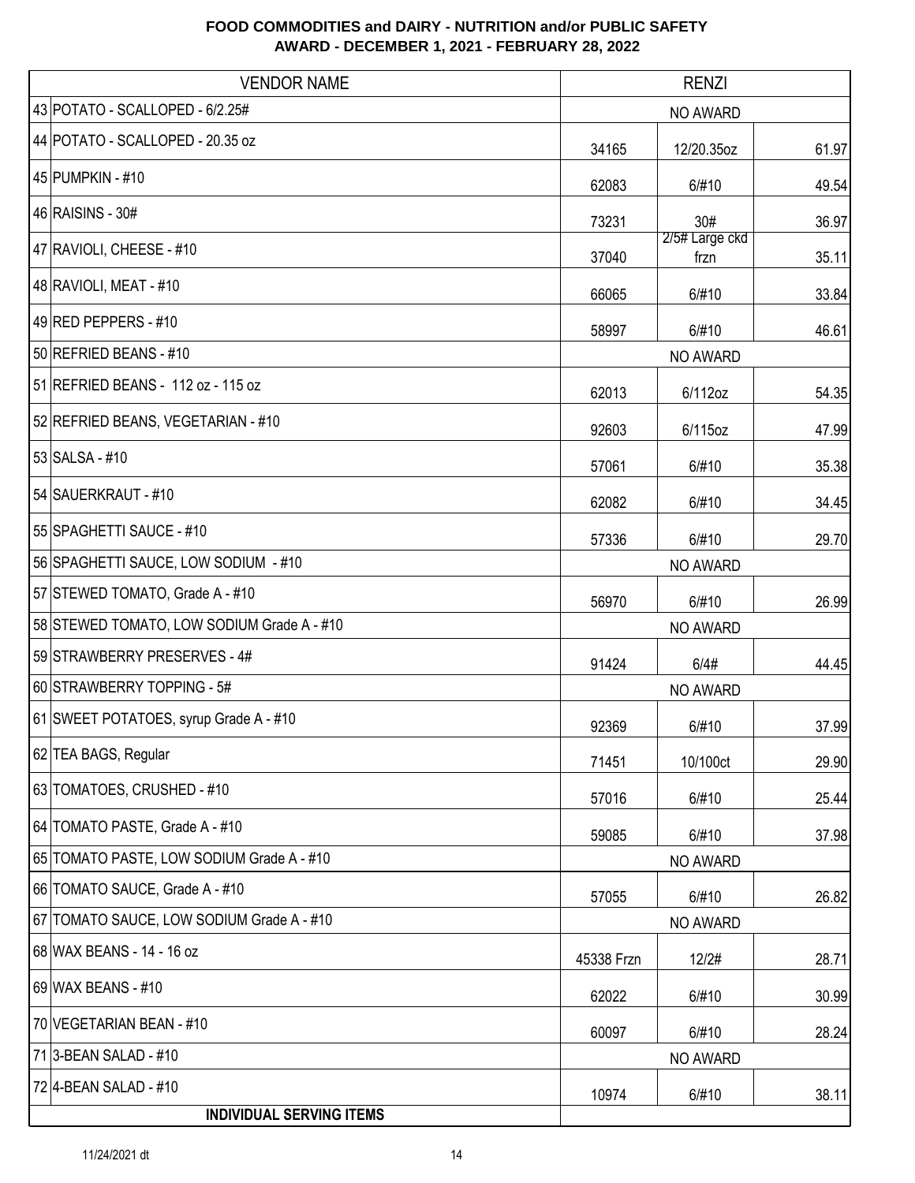**FOOD COMMODITIES and DAIRY - NUTRITION and/or PUBLIC SAFETY**
**AWARD - DECEMBER 1, 2021 - FEBRUARY 28, 2022**

| | VENDOR NAME | RENZI | | |
|---|---|---|---|---|
| 43 | POTATO - SCALLOPED - 6/2.25# | NO AWARD | | |
| 44 | POTATO - SCALLOPED - 20.35 oz | 34165 | 12/20.35oz | 61.97 |
| 45 | PUMPKIN - #10 | 62083 | 6/#10 | 49.54 |
| 46 | RAISINS - 30# | 73231 | 30# | 36.97 |
| 47 | RAVIOLI, CHEESE - #10 | 37040 | 2/5# Large ckd frzn | 35.11 |
| 48 | RAVIOLI, MEAT - #10 | 66065 | 6/#10 | 33.84 |
| 49 | RED PEPPERS - #10 | 58997 | 6/#10 | 46.61 |
| 50 | REFRIED BEANS - #10 | NO AWARD | | |
| 51 | REFRIED BEANS - 112 oz - 115 oz | 62013 | 6/112oz | 54.35 |
| 52 | REFRIED BEANS, VEGETARIAN - #10 | 92603 | 6/115oz | 47.99 |
| 53 | SALSA - #10 | 57061 | 6/#10 | 35.38 |
| 54 | SAUERKRAUT - #10 | 62082 | 6/#10 | 34.45 |
| 55 | SPAGHETTI SAUCE - #10 | 57336 | 6/#10 | 29.70 |
| 56 | SPAGHETTI SAUCE, LOW SODIUM - #10 | NO AWARD | | |
| 57 | STEWED TOMATO, Grade A - #10 | 56970 | 6/#10 | 26.99 |
| 58 | STEWED TOMATO, LOW SODIUM Grade A - #10 | NO AWARD | | |
| 59 | STRAWBERRY PRESERVES - 4# | 91424 | 6/4# | 44.45 |
| 60 | STRAWBERRY TOPPING - 5# | NO AWARD | | |
| 61 | SWEET POTATOES, syrup Grade A - #10 | 92369 | 6/#10 | 37.99 |
| 62 | TEA BAGS, Regular | 71451 | 10/100ct | 29.90 |
| 63 | TOMATOES, CRUSHED - #10 | 57016 | 6/#10 | 25.44 |
| 64 | TOMATO PASTE, Grade A - #10 | 59085 | 6/#10 | 37.98 |
| 65 | TOMATO PASTE, LOW SODIUM Grade A - #10 | NO AWARD | | |
| 66 | TOMATO SAUCE, Grade A - #10 | 57055 | 6/#10 | 26.82 |
| 67 | TOMATO SAUCE, LOW SODIUM Grade A - #10 | NO AWARD | | |
| 68 | WAX BEANS - 14 - 16 oz | 45338 Frzn | 12/2# | 28.71 |
| 69 | WAX BEANS - #10 | 62022 | 6/#10 | 30.99 |
| 70 | VEGETARIAN BEAN - #10 | 60097 | 6/#10 | 28.24 |
| 71 | 3-BEAN SALAD - #10 | NO AWARD | | |
| 72 | 4-BEAN SALAD - #10 | 10974 | 6/#10 | 38.11 |
| | **INDIVIDUAL SERVING ITEMS** | | | |

11/24/2021 dt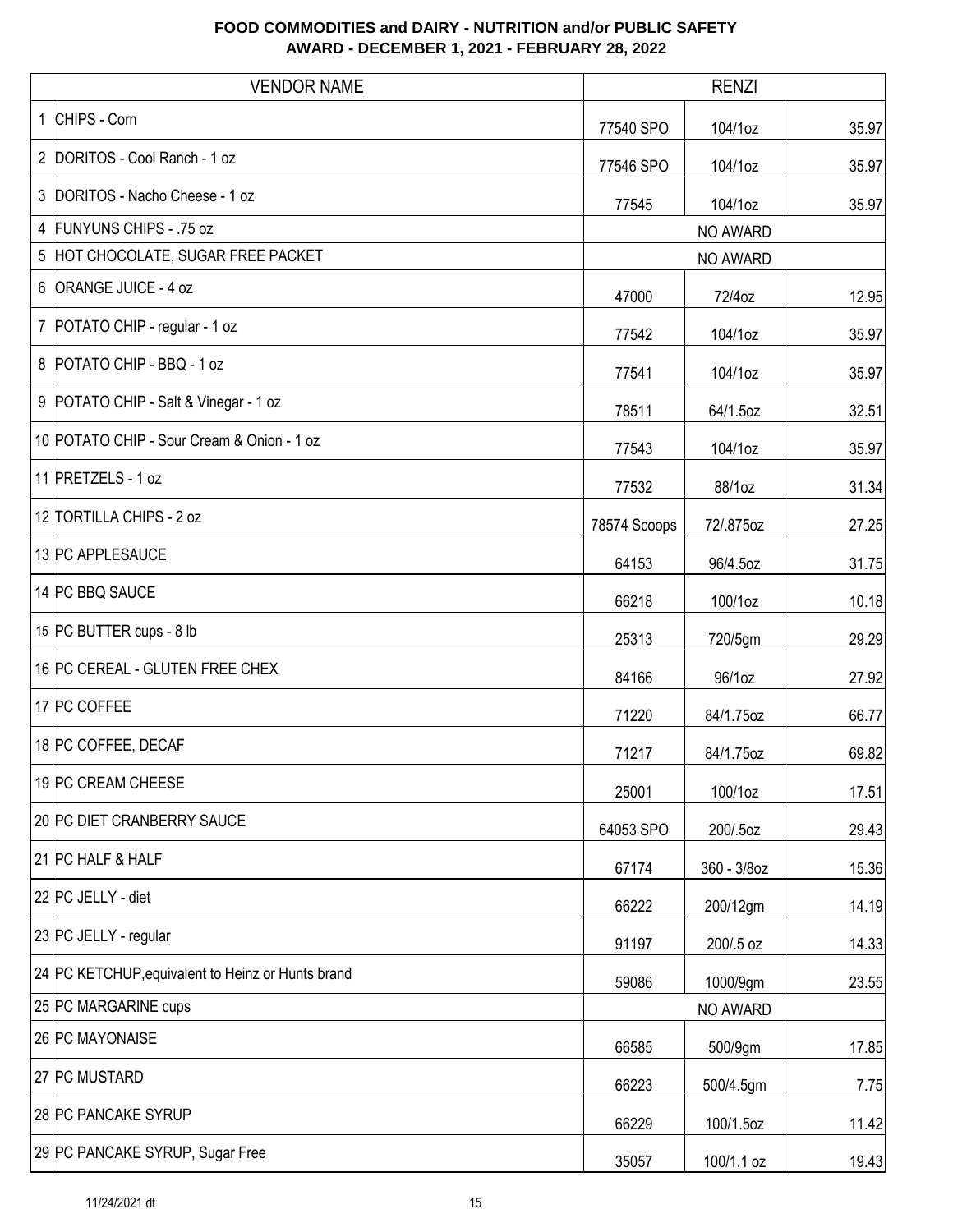**FOOD COMMODITIES and DAIRY - NUTRITION and/or PUBLIC SAFETY**
**AWARD - DECEMBER 1, 2021 - FEBRUARY 28, 2022**

| | VENDOR NAME | RENZI | | |
|---|---|---|---|---|
| 1 | CHIPS - Corn | 77540 SPO | 104/1oz | 35.97 |
| 2 | DORITOS - Cool Ranch - 1 oz | 77546 SPO | 104/1oz | 35.97 |
| 3 | DORITOS - Nacho Cheese - 1 oz | 77545 | 104/1oz | 35.97 |
| 4 | FUNYUNS CHIPS - .75 oz | | NO AWARD | |
| 5 | HOT CHOCOLATE, SUGAR FREE PACKET | | NO AWARD | |
| 6 | ORANGE JUICE - 4 oz | 47000 | 72/4oz | 12.95 |
| 7 | POTATO CHIP - regular - 1 oz | 77542 | 104/1oz | 35.97 |
| 8 | POTATO CHIP - BBQ - 1 oz | 77541 | 104/1oz | 35.97 |
| 9 | POTATO CHIP - Salt & Vinegar - 1 oz | 78511 | 64/1.5oz | 32.51 |
| 10 | POTATO CHIP - Sour Cream & Onion - 1 oz | 77543 | 104/1oz | 35.97 |
| 11 | PRETZELS - 1 oz | 77532 | 88/1oz | 31.34 |
| 12 | TORTILLA CHIPS - 2 oz | 78574 Scoops | 72/.875oz | 27.25 |
| 13 | PC APPLESAUCE | 64153 | 96/4.5oz | 31.75 |
| 14 | PC BBQ SAUCE | 66218 | 100/1oz | 10.18 |
| 15 | PC BUTTER cups - 8 lb | 25313 | 720/5gm | 29.29 |
| 16 | PC CEREAL - GLUTEN FREE CHEX | 84166 | 96/1oz | 27.92 |
| 17 | PC COFFEE | 71220 | 84/1.75oz | 66.77 |
| 18 | PC COFFEE, DECAF | 71217 | 84/1.75oz | 69.82 |
| 19 | PC CREAM CHEESE | 25001 | 100/1oz | 17.51 |
| 20 | PC DIET CRANBERRY SAUCE | 64053 SPO | 200/.5oz | 29.43 |
| 21 | PC HALF & HALF | 67174 | 360 - 3/8oz | 15.36 |
| 22 | PC JELLY - diet | 66222 | 200/12gm | 14.19 |
| 23 | PC JELLY - regular | 91197 | 200/.5 oz | 14.33 |
| 24 | PC KETCHUP,equivalent to Heinz or Hunts brand | 59086 | 1000/9gm | 23.55 |
| 25 | PC MARGARINE cups | | NO AWARD | |
| 26 | PC MAYONAISE | 66585 | 500/9gm | 17.85 |
| 27 | PC MUSTARD | 66223 | 500/4.5gm | 7.75 |
| 28 | PC PANCAKE SYRUP | 66229 | 100/1.5oz | 11.42 |
| 29 | PC PANCAKE SYRUP, Sugar Free | 35057 | 100/1.1 oz | 19.43 |

11/24/2021 dt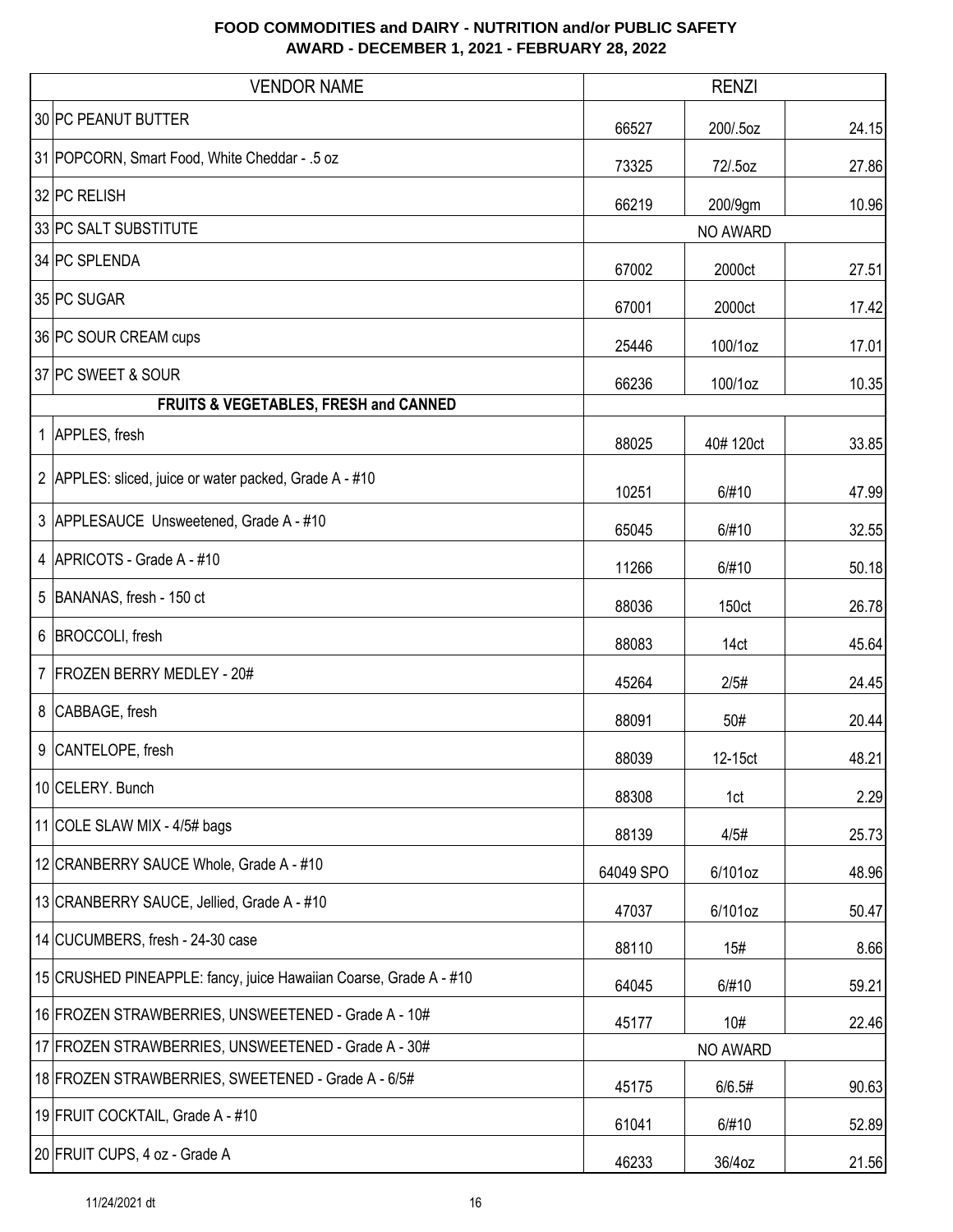**FOOD COMMODITIES and DAIRY - NUTRITION and/or PUBLIC SAFETY**
**AWARD - DECEMBER 1, 2021 - FEBRUARY 28, 2022**

| | VENDOR NAME | RENZI | | |
|---|---|---|---|---|
| 30 | PC PEANUT BUTTER | 66527 | 200/.5oz | 24.15 |
| 31 | POPCORN, Smart Food, White Cheddar - .5 oz | 73325 | 72/.5oz | 27.86 |
| 32 | PC RELISH | 66219 | 200/9gm | 10.96 |
| 33 | PC SALT SUBSTITUTE | | NO AWARD | |
| 34 | PC SPLENDA | 67002 | 2000ct | 27.51 |
| 35 | PC SUGAR | 67001 | 2000ct | 17.42 |
| 36 | PC SOUR CREAM cups | 25446 | 100/1oz | 17.01 |
| 37 | PC SWEET & SOUR | 66236 | 100/1oz | 10.35 |
| | **FRUITS & VEGETABLES, FRESH and CANNED** | | | |
| 1 | APPLES, fresh | 88025 | 40# 120ct | 33.85 |
| 2 | APPLES: sliced, juice or water packed, Grade A - #10 | 10251 | 6/#10 | 47.99 |
| 3 | APPLESAUCE Unsweetened, Grade A - #10 | 65045 | 6/#10 | 32.55 |
| 4 | APRICOTS - Grade A - #10 | 11266 | 6/#10 | 50.18 |
| 5 | BANANAS, fresh - 150 ct | 88036 | 150ct | 26.78 |
| 6 | BROCCOLI, fresh | 88083 | 14ct | 45.64 |
| 7 | FROZEN BERRY MEDLEY - 20# | 45264 | 2/5# | 24.45 |
| 8 | CABBAGE, fresh | 88091 | 50# | 20.44 |
| 9 | CANTELOPE, fresh | 88039 | 12-15ct | 48.21 |
| 10 | CELERY. Bunch | 88308 | 1ct | 2.29 |
| 11 | COLE SLAW MIX - 4/5# bags | 88139 | 4/5# | 25.73 |
| 12 | CRANBERRY SAUCE Whole, Grade A - #10 | 64049 SPO | 6/101oz | 48.96 |
| 13 | CRANBERRY SAUCE, Jellied, Grade A - #10 | 47037 | 6/101oz | 50.47 |
| 14 | CUCUMBERS, fresh - 24-30 case | 88110 | 15# | 8.66 |
| 15 | CRUSHED PINEAPPLE: fancy, juice Hawaiian Coarse, Grade A - #10 | 64045 | 6/#10 | 59.21 |
| 16 | FROZEN STRAWBERRIES, UNSWEETENED - Grade A - 10# | 45177 | 10# | 22.46 |
| 17 | FROZEN STRAWBERRIES, UNSWEETENED - Grade A - 30# | | NO AWARD | |
| 18 | FROZEN STRAWBERRIES, SWEETENED - Grade A - 6/5# | 45175 | 6/6.5# | 90.63 |
| 19 | FRUIT COCKTAIL, Grade A - #10 | 61041 | 6/#10 | 52.89 |
| 20 | FRUIT CUPS, 4 oz - Grade A | 46233 | 36/4oz | 21.56 |

11/24/2021 dt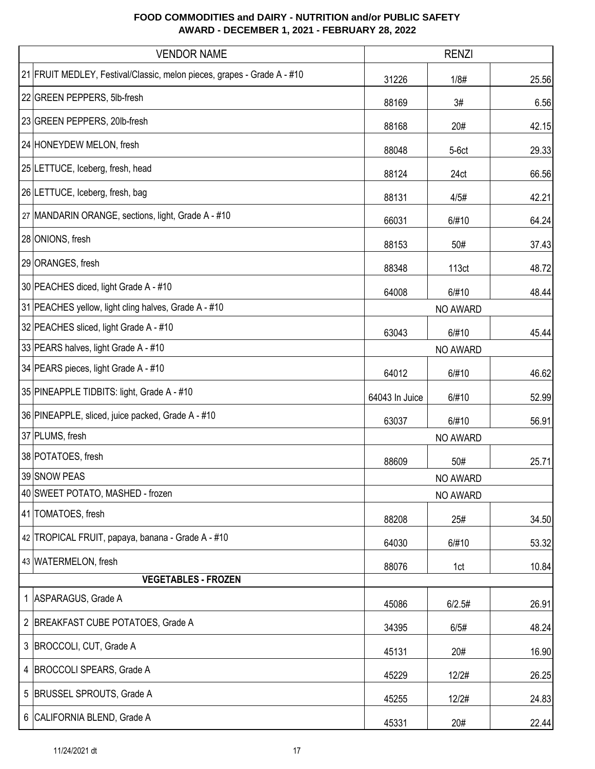# FOOD COMMODITIES and DAIRY - NUTRITION and/or PUBLIC SAFETY
## AWARD - DECEMBER 1, 2021 - FEBRUARY 28, 2022

| | VENDOR NAME | RENZI | | |
|---|---|---|---|---|
| 21 | FRUIT MEDLEY, Festival/Classic, melon pieces, grapes - Grade A - #10 | 31226 | 1/8# | 25.56 |
| 22 | GREEN PEPPERS, 5lb-fresh | 88169 | 3# | 6.56 |
| 23 | GREEN PEPPERS, 20lb-fresh | 88168 | 20# | 42.15 |
| 24 | HONEYDEW MELON, fresh | 88048 | 5-6ct | 29.33 |
| 25 | LETTUCE, Iceberg, fresh, head | 88124 | 24ct | 66.56 |
| 26 | LETTUCE, Iceberg, fresh, bag | 88131 | 4/5# | 42.21 |
| 27 | MANDARIN ORANGE, sections, light, Grade A - #10 | 66031 | 6/#10 | 64.24 |
| 28 | ONIONS, fresh | 88153 | 50# | 37.43 |
| 29 | ORANGES, fresh | 88348 | 113ct | 48.72 |
| 30 | PEACHES diced, light Grade A - #10 | 64008 | 6/#10 | 48.44 |
| 31 | PEACHES yellow, light cling halves, Grade A - #10 | | NO AWARD | |
| 32 | PEACHES sliced, light Grade A - #10 | 63043 | 6/#10 | 45.44 |
| 33 | PEARS halves, light Grade A - #10 | | NO AWARD | |
| 34 | PEARS pieces, light Grade A - #10 | 64012 | 6/#10 | 46.62 |
| 35 | PINEAPPLE TIDBITS: light, Grade A - #10 | 64043 In Juice | 6/#10 | 52.99 |
| 36 | PINEAPPLE, sliced, juice packed, Grade A - #10 | 63037 | 6/#10 | 56.91 |
| 37 | PLUMS, fresh | | NO AWARD | |
| 38 | POTATOES, fresh | 88609 | 50# | 25.71 |
| 39 | SNOW PEAS | | NO AWARD | |
| 40 | SWEET POTATO, MASHED - frozen | | NO AWARD | |
| 41 | TOMATOES, fresh | 88208 | 25# | 34.50 |
| 42 | TROPICAL FRUIT, papaya, banana - Grade A - #10 | 64030 | 6/#10 | 53.32 |
| 43 | WATERMELON, fresh | 88076 | 1ct | 10.84 |
| | **VEGETABLES - FROZEN** | | | |
| 1 | ASPARAGUS, Grade A | 45086 | 6/2.5# | 26.91 |
| 2 | BREAKFAST CUBE POTATOES, Grade A | 34395 | 6/5# | 48.24 |
| 3 | BROCCOLI, CUT, Grade A | 45131 | 20# | 16.90 |
| 4 | BROCCOLI SPEARS, Grade A | 45229 | 12/2# | 26.25 |
| 5 | BRUSSEL SPROUTS, Grade A | 45255 | 12/2# | 24.83 |
| 6 | CALIFORNIA BLEND, Grade A | 45331 | 20# | 22.44 |

11/24/2021 dt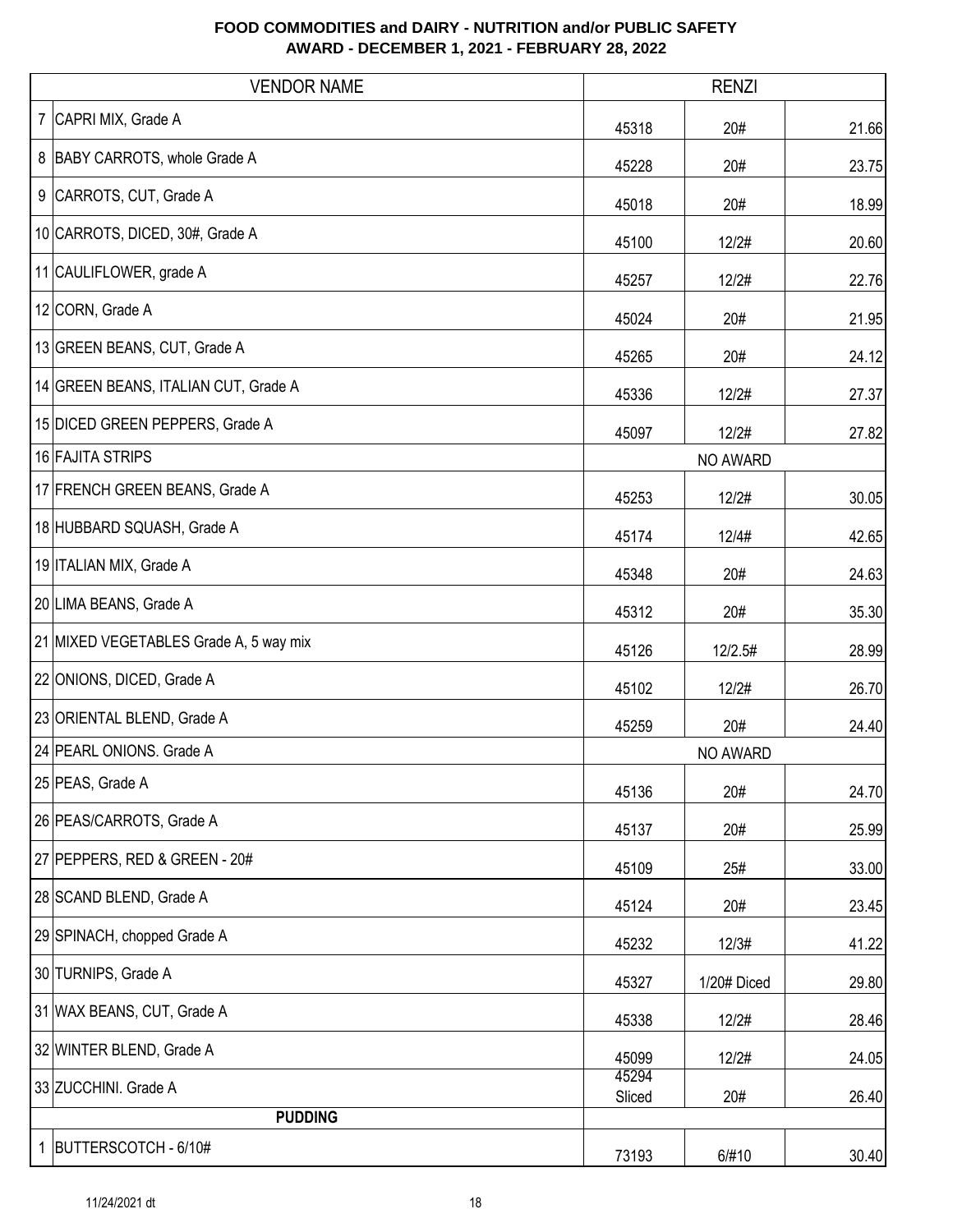# FOOD COMMODITIES and DAIRY - NUTRITION and/or PUBLIC SAFETY
## AWARD - DECEMBER 1, 2021 - FEBRUARY 28, 2022

| | VENDOR NAME | RENZI | | |
|---|---|---|---|---|
| 7 | CAPRI MIX, Grade A | 45318 | 20# | 21.66 |
| 8 | BABY CARROTS, whole Grade A | 45228 | 20# | 23.75 |
| 9 | CARROTS, CUT, Grade A | 45018 | 20# | 18.99 |
| 10 | CARROTS, DICED, 30#, Grade A | 45100 | 12/2# | 20.60 |
| 11 | CAULIFLOWER, grade A | 45257 | 12/2# | 22.76 |
| 12 | CORN, Grade A | 45024 | 20# | 21.95 |
| 13 | GREEN BEANS, CUT, Grade A | 45265 | 20# | 24.12 |
| 14 | GREEN BEANS, ITALIAN CUT, Grade A | 45336 | 12/2# | 27.37 |
| 15 | DICED GREEN PEPPERS, Grade A | 45097 | 12/2# | 27.82 |
| 16 | FAJITA STRIPS | | NO AWARD | |
| 17 | FRENCH GREEN BEANS, Grade A | 45253 | 12/2# | 30.05 |
| 18 | HUBBARD SQUASH, Grade A | 45174 | 12/4# | 42.65 |
| 19 | ITALIAN MIX, Grade A | 45348 | 20# | 24.63 |
| 20 | LIMA BEANS, Grade A | 45312 | 20# | 35.30 |
| 21 | MIXED VEGETABLES Grade A, 5 way mix | 45126 | 12/2.5# | 28.99 |
| 22 | ONIONS, DICED, Grade A | 45102 | 12/2# | 26.70 |
| 23 | ORIENTAL BLEND, Grade A | 45259 | 20# | 24.40 |
| 24 | PEARL ONIONS. Grade A | | NO AWARD | |
| 25 | PEAS, Grade A | 45136 | 20# | 24.70 |
| 26 | PEAS/CARROTS, Grade A | 45137 | 20# | 25.99 |
| 27 | PEPPERS, RED & GREEN - 20# | 45109 | 25# | 33.00 |
| 28 | SCAND BLEND, Grade A | 45124 | 20# | 23.45 |
| 29 | SPINACH, chopped Grade A | 45232 | 12/3# | 41.22 |
| 30 | TURNIPS, Grade A | 45327 | 1/20# Diced | 29.80 |
| 31 | WAX BEANS, CUT, Grade A | 45338 | 12/2# | 28.46 |
| 32 | WINTER BLEND, Grade A | 45099 | 12/2# | 24.05 |
| 33 | ZUCCHINI. Grade A | 45294 Sliced | 20# | 26.40 |
| | **PUDDING** | | | |
| 1 | BUTTERSCOTCH - 6/10# | 73193 | 6/#10 | 30.40 |

11/24/2021 dt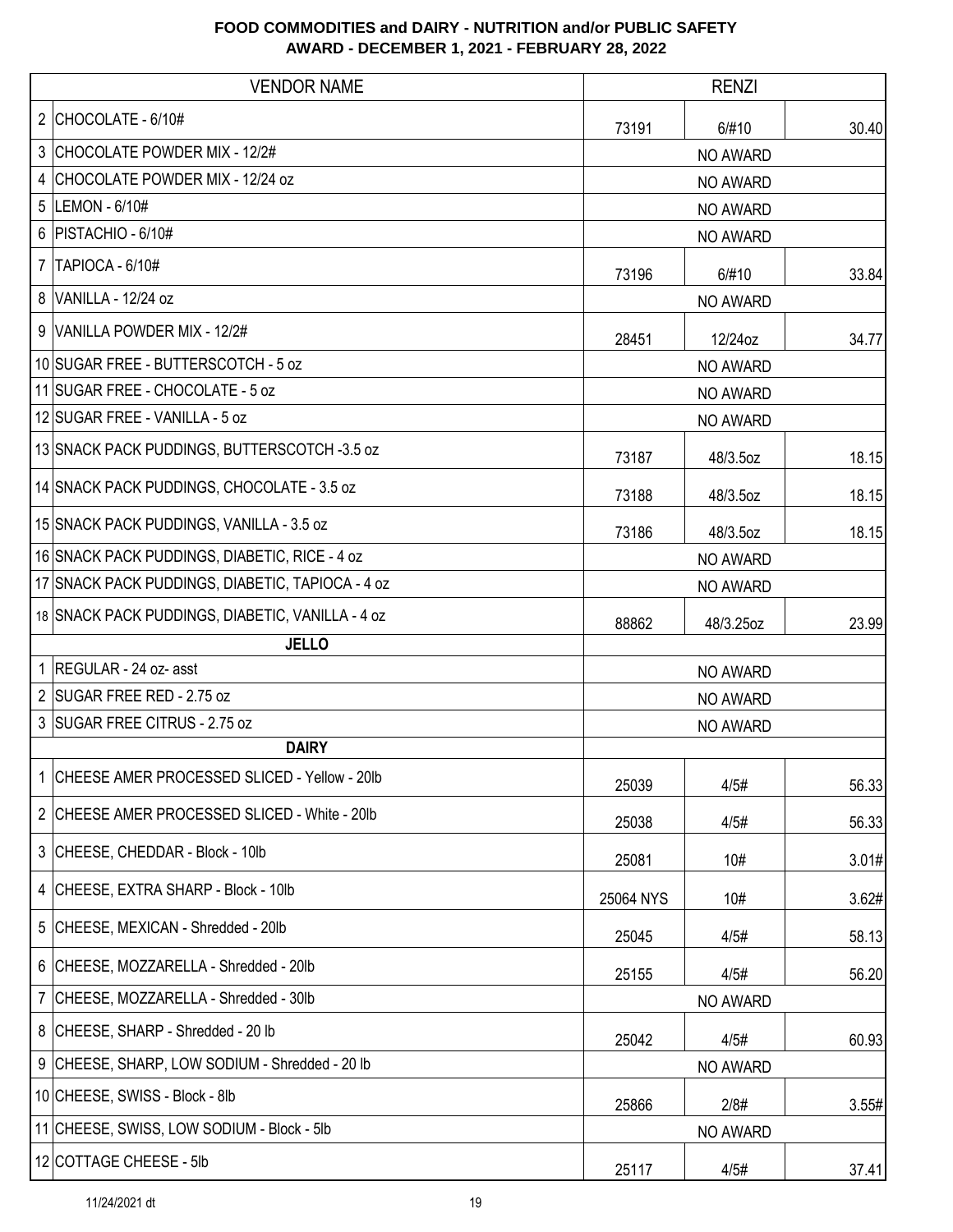# FOOD COMMODITIES and DAIRY - NUTRITION and/or PUBLIC SAFETY
## AWARD - DECEMBER 1, 2021 - FEBRUARY 28, 2022

| | VENDOR NAME | RENZI | | |
|---|---|---|---|---|
| 2 | CHOCOLATE - 6/10# | 73191 | 6/#10 | 30.40 |
| 3 | CHOCOLATE POWDER MIX - 12/2# | | NO AWARD | |
| 4 | CHOCOLATE POWDER MIX - 12/24 oz | | NO AWARD | |
| 5 | LEMON - 6/10# | | NO AWARD | |
| 6 | PISTACHIO - 6/10# | | NO AWARD | |
| 7 | TAPIOCA - 6/10# | 73196 | 6/#10 | 33.84 |
| 8 | VANILLA - 12/24 oz | | NO AWARD | |
| 9 | VANILLA POWDER MIX - 12/2# | 28451 | 12/24oz | 34.77 |
| 10 | SUGAR FREE - BUTTERSCOTCH - 5 oz | | NO AWARD | |
| 11 | SUGAR FREE - CHOCOLATE - 5 oz | | NO AWARD | |
| 12 | SUGAR FREE - VANILLA - 5 oz | | NO AWARD | |
| 13 | SNACK PACK PUDDINGS, BUTTERSCOTCH -3.5 oz | 73187 | 48/3.5oz | 18.15 |
| 14 | SNACK PACK PUDDINGS, CHOCOLATE - 3.5 oz | 73188 | 48/3.5oz | 18.15 |
| 15 | SNACK PACK PUDDINGS, VANILLA - 3.5 oz | 73186 | 48/3.5oz | 18.15 |
| 16 | SNACK PACK PUDDINGS, DIABETIC, RICE - 4 oz | | NO AWARD | |
| 17 | SNACK PACK PUDDINGS, DIABETIC, TAPIOCA - 4 oz | | NO AWARD | |
| 18 | SNACK PACK PUDDINGS, DIABETIC, VANILLA - 4 oz | 88862 | 48/3.25oz | 23.99 |
| | **JELLO** | | | |
| 1 | REGULAR - 24 oz- asst | | NO AWARD | |
| 2 | SUGAR FREE RED - 2.75 oz | | NO AWARD | |
| 3 | SUGAR FREE CITRUS - 2.75 oz | | NO AWARD | |
| | **DAIRY** | | | |
| 1 | CHEESE AMER PROCESSED SLICED - Yellow - 20lb | 25039 | 4/5# | 56.33 |
| 2 | CHEESE AMER PROCESSED SLICED - White - 20lb | 25038 | 4/5# | 56.33 |
| 3 | CHEESE, CHEDDAR - Block - 10lb | 25081 | 10# | 3.01# |
| 4 | CHEESE, EXTRA SHARP - Block - 10lb | 25064 NYS | 10# | 3.62# |
| 5 | CHEESE, MEXICAN - Shredded - 20lb | 25045 | 4/5# | 58.13 |
| 6 | CHEESE, MOZZARELLA - Shredded - 20lb | 25155 | 4/5# | 56.20 |
| 7 | CHEESE, MOZZARELLA - Shredded - 30lb | | NO AWARD | |
| 8 | CHEESE, SHARP - Shredded - 20 lb | 25042 | 4/5# | 60.93 |
| 9 | CHEESE, SHARP, LOW SODIUM - Shredded - 20 lb | | NO AWARD | |
| 10 | CHEESE, SWISS - Block - 8lb | 25866 | 2/8# | 3.55# |
| 11 | CHEESE, SWISS, LOW SODIUM - Block - 5lb | | NO AWARD | |
| 12 | COTTAGE CHEESE - 5lb | 25117 | 4/5# | 37.41 |

11/24/2021 dt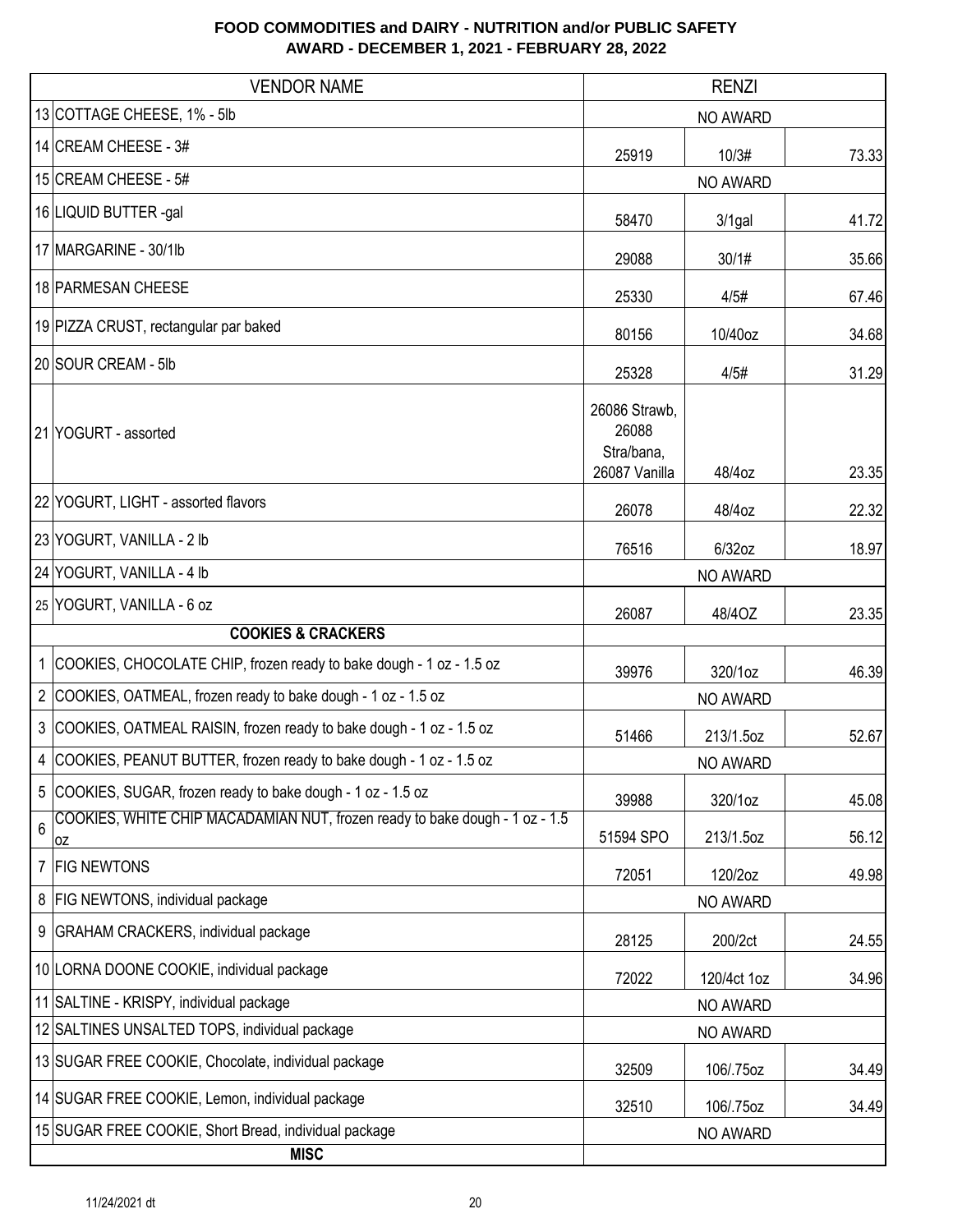**FOOD COMMODITIES and DAIRY - NUTRITION and/or PUBLIC SAFETY**
**AWARD - DECEMBER 1, 2021 - FEBRUARY 28, 2022**

| | VENDOR NAME | RENZI | | |
|---|---|---|---|---|
| 13 | COTTAGE CHEESE, 1% - 5lb | | NO AWARD | |
| 14 | CREAM CHEESE - 3# | 25919 | 10/3# | 73.33 |
| 15 | CREAM CHEESE - 5# | | NO AWARD | |
| 16 | LIQUID BUTTER -gal | 58470 | 3/1gal | 41.72 |
| 17 | MARGARINE - 30/1lb | 29088 | 30/1# | 35.66 |
| 18 | PARMESAN CHEESE | 25330 | 4/5# | 67.46 |
| 19 | PIZZA CRUST, rectangular par baked | 80156 | 10/40oz | 34.68 |
| 20 | SOUR CREAM - 5lb | 25328 | 4/5# | 31.29 |
| 21 | YOGURT - assorted | 26086 Strawb, 26088 Stra/bana, 26087 Vanilla | 48/4oz | 23.35 |
| 22 | YOGURT, LIGHT - assorted flavors | 26078 | 48/4oz | 22.32 |
| 23 | YOGURT, VANILLA - 2 lb | 76516 | 6/32oz | 18.97 |
| 24 | YOGURT, VANILLA - 4 lb | | NO AWARD | |
| 25 | YOGURT, VANILLA - 6 oz | 26087 | 48/4OZ | 23.35 |
| | **COOKIES & CRACKERS** | | | |
| 1 | COOKIES, CHOCOLATE CHIP, frozen ready to bake dough - 1 oz - 1.5 oz | 39976 | 320/1oz | 46.39 |
| 2 | COOKIES, OATMEAL, frozen ready to bake dough - 1 oz - 1.5 oz | | NO AWARD | |
| 3 | COOKIES, OATMEAL RAISIN, frozen ready to bake dough - 1 oz - 1.5 oz | 51466 | 213/1.5oz | 52.67 |
| 4 | COOKIES, PEANUT BUTTER, frozen ready to bake dough - 1 oz - 1.5 oz | | NO AWARD | |
| 5 | COOKIES, SUGAR, frozen ready to bake dough - 1 oz - 1.5 oz | 39988 | 320/1oz | 45.08 |
| 6 | COOKIES, WHITE CHIP MACADAMIAN NUT, frozen ready to bake dough - 1 oz - 1.5 oz | 51594 SPO | 213/1.5oz | 56.12 |
| 7 | FIG NEWTONS | 72051 | 120/2oz | 49.98 |
| 8 | FIG NEWTONS, individual package | | NO AWARD | |
| 9 | GRAHAM CRACKERS, individual package | 28125 | 200/2ct | 24.55 |
| 10 | LORNA DOONE COOKIE, individual package | 72022 | 120/4ct 1oz | 34.96 |
| 11 | SALTINE - KRISPY, individual package | | NO AWARD | |
| 12 | SALTINES UNSALTED TOPS, individual package | | NO AWARD | |
| 13 | SUGAR FREE COOKIE, Chocolate, individual package | 32509 | 106/.75oz | 34.49 |
| 14 | SUGAR FREE COOKIE, Lemon, individual package | 32510 | 106/.75oz | 34.49 |
| 15 | SUGAR FREE COOKIE, Short Bread, individual package | | NO AWARD | |
| | **MISC** | | | |

11/24/2021 dt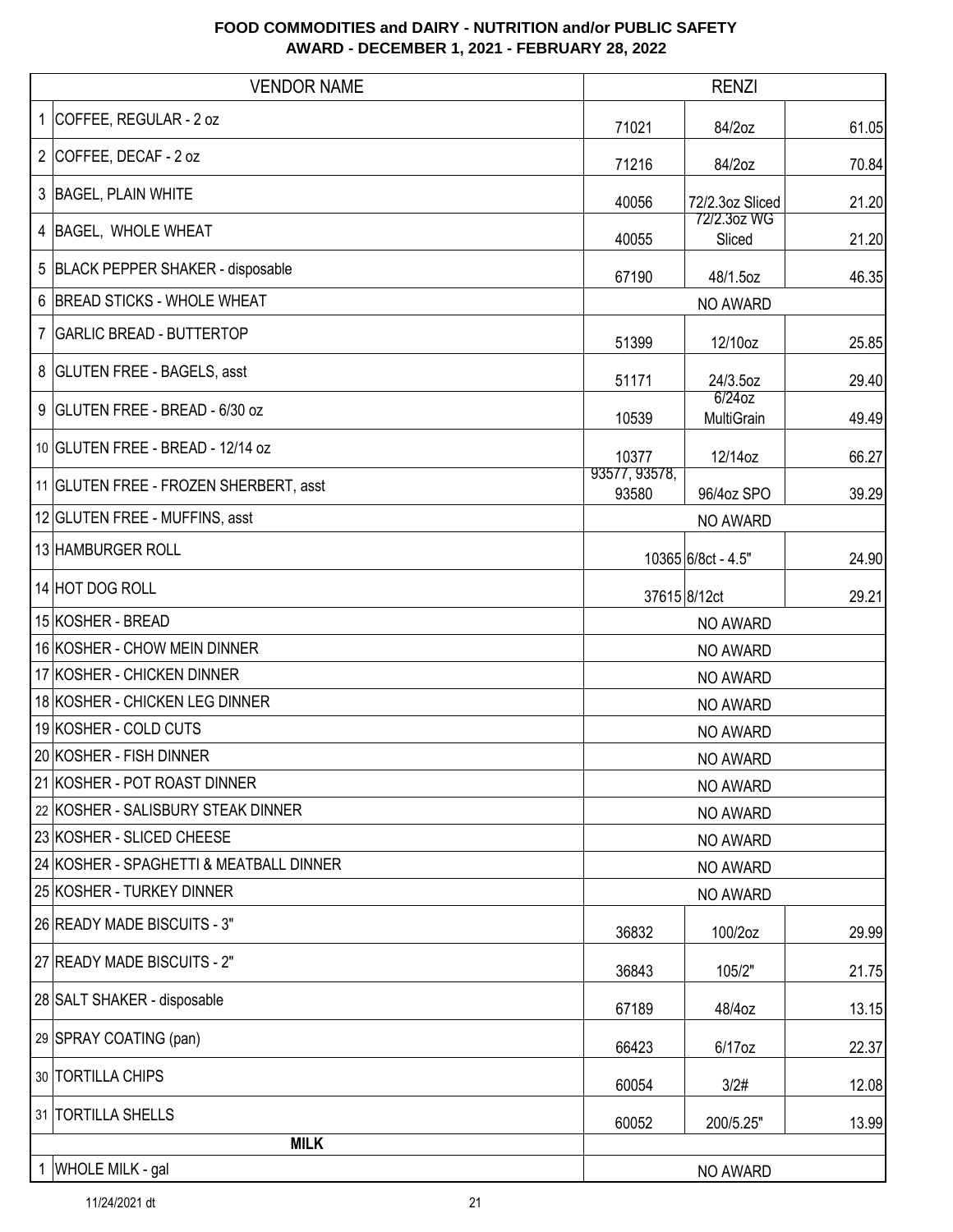## FOOD COMMODITIES and DAIRY - NUTRITION and/or PUBLIC SAFETY
## AWARD - DECEMBER 1, 2021 - FEBRUARY 28, 2022

| | VENDOR NAME | RENZI | | |
|---|---|---|---|---|
| 1 | COFFEE, REGULAR - 2 oz | 71021 | 84/2oz | 61.05 |
| 2 | COFFEE, DECAF - 2 oz | 71216 | 84/2oz | 70.84 |
| 3 | BAGEL, PLAIN WHITE | 40056 | 72/2.3oz Sliced | 21.20 |
| 4 | BAGEL, WHOLE WHEAT | 40055 | 72/2.3oz WG Sliced | 21.20 |
| 5 | BLACK PEPPER SHAKER - disposable | 67190 | 48/1.5oz | 46.35 |
| 6 | BREAD STICKS - WHOLE WHEAT | | NO AWARD | |
| 7 | GARLIC BREAD - BUTTERTOP | 51399 | 12/10oz | 25.85 |
| 8 | GLUTEN FREE - BAGELS, asst | 51171 | 24/3.5oz | 29.40 |
| 9 | GLUTEN FREE - BREAD - 6/30 oz | 10539 | 6/24oz MultiGrain | 49.49 |
| 10 | GLUTEN FREE - BREAD - 12/14 oz | 10377 | 12/14oz | 66.27 |
| 11 | GLUTEN FREE - FROZEN SHERBERT, asst | 93577, 93578, 93580 | 96/4oz SPO | 39.29 |
| 12 | GLUTEN FREE - MUFFINS, asst | | NO AWARD | |
| 13 | HAMBURGER ROLL | 10365 | 6/8ct - 4.5" | 24.90 |
| 14 | HOT DOG ROLL | 37615 | 8/12ct | 29.21 |
| 15 | KOSHER - BREAD | | NO AWARD | |
| 16 | KOSHER - CHOW MEIN DINNER | | NO AWARD | |
| 17 | KOSHER - CHICKEN DINNER | | NO AWARD | |
| 18 | KOSHER - CHICKEN LEG DINNER | | NO AWARD | |
| 19 | KOSHER - COLD CUTS | | NO AWARD | |
| 20 | KOSHER - FISH DINNER | | NO AWARD | |
| 21 | KOSHER - POT ROAST DINNER | | NO AWARD | |
| 22 | KOSHER - SALISBURY STEAK DINNER | | NO AWARD | |
| 23 | KOSHER - SLICED CHEESE | | NO AWARD | |
| 24 | KOSHER - SPAGHETTI & MEATBALL DINNER | | NO AWARD | |
| 25 | KOSHER - TURKEY DINNER | | NO AWARD | |
| 26 | READY MADE BISCUITS - 3" | 36832 | 100/2oz | 29.99 |
| 27 | READY MADE BISCUITS - 2" | 36843 | 105/2" | 21.75 |
| 28 | SALT SHAKER - disposable | 67189 | 48/4oz | 13.15 |
| 29 | SPRAY COATING (pan) | 66423 | 6/17oz | 22.37 |
| 30 | TORTILLA CHIPS | 60054 | 3/2# | 12.08 |
| 31 | TORTILLA SHELLS | 60052 | 200/5.25" | 13.99 |
| | **MILK** | | | |
| 1 | WHOLE MILK - gal | | NO AWARD | |

11/24/2021 dt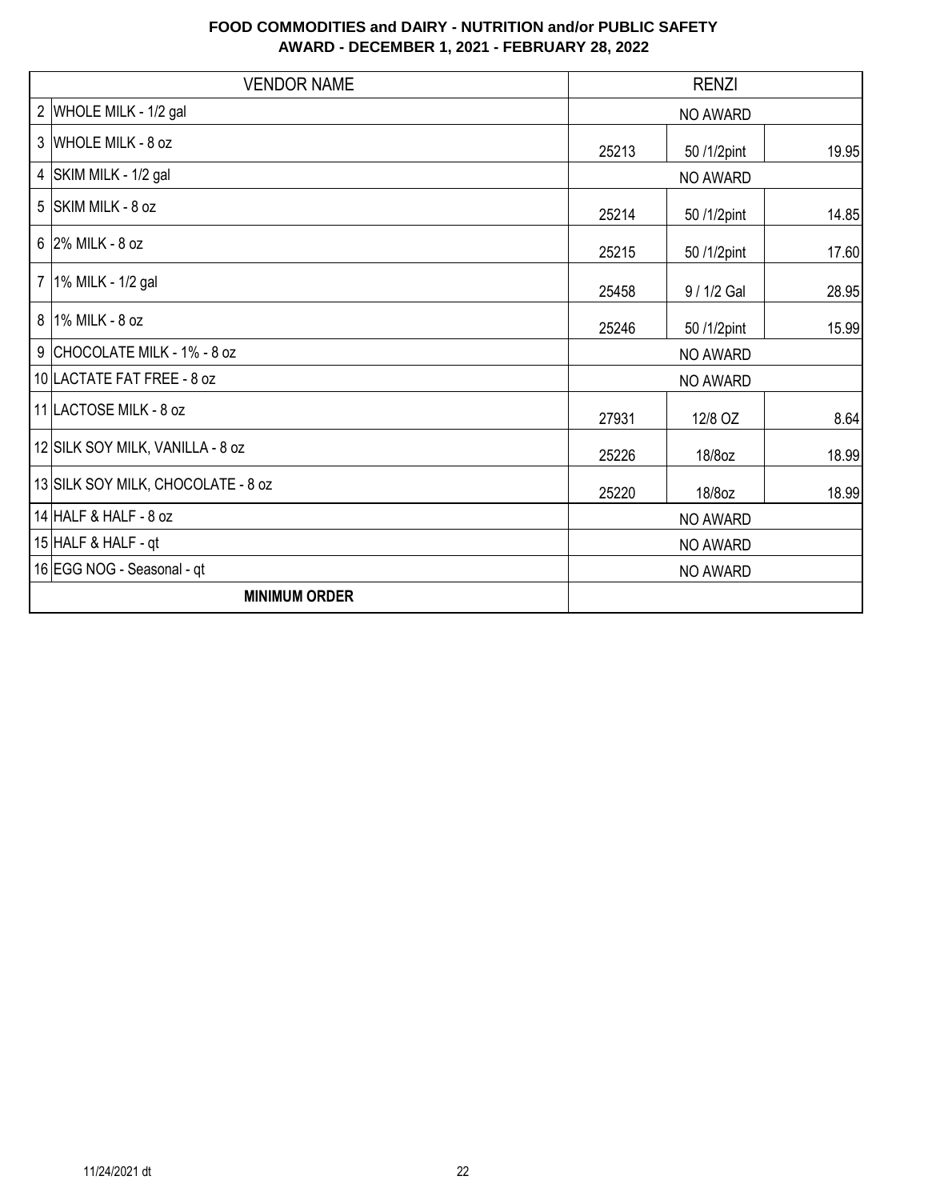**FOOD COMMODITIES and DAIRY - NUTRITION and/or PUBLIC SAFETY**
**AWARD - DECEMBER 1, 2021 - FEBRUARY 28, 2022**

| | VENDOR NAME | RENZI | | |
|---|---|---|---|---|
| 2 | WHOLE MILK - 1/2 gal | NO AWARD | | |
| 3 | WHOLE MILK - 8 oz | 25213 | 50 /1/2pint | 19.95 |
| 4 | SKIM MILK - 1/2 gal | NO AWARD | | |
| 5 | SKIM MILK - 8 oz | 25214 | 50 /1/2pint | 14.85 |
| 6 | 2% MILK - 8 oz | 25215 | 50 /1/2pint | 17.60 |
| 7 | 1% MILK - 1/2 gal | 25458 | 9 / 1/2 Gal | 28.95 |
| 8 | 1% MILK - 8 oz | 25246 | 50 /1/2pint | 15.99 |
| 9 | CHOCOLATE MILK - 1% - 8 oz | NO AWARD | | |
| 10 | LACTATE FAT FREE - 8 oz | NO AWARD | | |
| 11 | LACTOSE MILK - 8 oz | 27931 | 12/8 OZ | 8.64 |
| 12 | SILK SOY MILK, VANILLA - 8 oz | 25226 | 18/8oz | 18.99 |
| 13 | SILK SOY MILK, CHOCOLATE - 8 oz | 25220 | 18/8oz | 18.99 |
| 14 | HALF & HALF - 8 oz | NO AWARD | | |
| 15 | HALF & HALF - qt | NO AWARD | | |
| 16 | EGG NOG - Seasonal - qt | NO AWARD | | |
| | **MINIMUM ORDER** | | | |

11/24/2021 dt